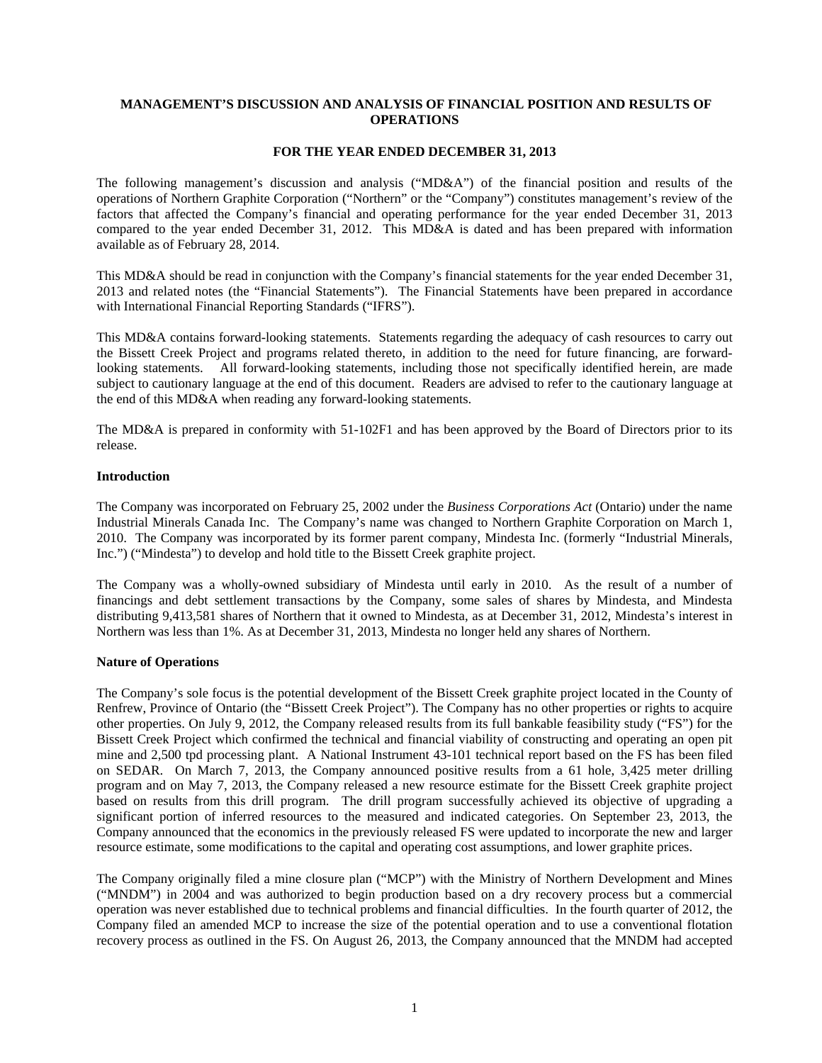# MANAGEMENT'S DISCUSSION AND ANALYSIS OF FINANCIAL POSITION AND RESULTS OF OPERATIONS

## FOR THE YEAR ENDED DECEMBER 31, 2013

The following management's discussion and analysis ("MD&A") of the financial position and results of the operations of Northern Graphite Corporation ("Northern" or the "Company") constitutes management's review of the factors that affected the Company's financial and operating performance for the year ended December 31, 2013 compared to the year ended December 31, 2012. This MD&A is dated and has been prepared with information available as of February 28, 2014.

This MD&A should be read in conjunction with the Company's financial statements for the year ended December 31, 2013 and related notes (the "Financial Statements"). The Financial Statements have been prepared in accordance with International Financial Reporting Standards ("IFRS").

This MD&A contains forward-looking statements. Statements regarding the adequacy of cash resources to carry out the Bissett Creek Project and programs related thereto, in addition to the need for future financing, are forward-looking statements. All forward-looking statements, including those not specifically identified herein, are made subject to cautionary language at the end of this document. Readers are advised to refer to the cautionary language at the end of this MD&A when reading any forward-looking statements.

The MD&A is prepared in conformity with 51-102F1 and has been approved by the Board of Directors prior to its release.

### Introduction

The Company was incorporated on February 25, 2002 under the *Business Corporations Act* (Ontario) under the name Industrial Minerals Canada Inc. The Company's name was changed to Northern Graphite Corporation on March 1, 2010. The Company was incorporated by its former parent company, Mindesta Inc. (formerly "Industrial Minerals, Inc.") ("Mindesta") to develop and hold title to the Bissett Creek graphite project.

The Company was a wholly-owned subsidiary of Mindesta until early in 2010. As the result of a number of financings and debt settlement transactions by the Company, some sales of shares by Mindesta, and Mindesta distributing 9,413,581 shares of Northern that it owned to Mindesta, as at December 31, 2012, Mindesta's interest in Northern was less than 1%. As at December 31, 2013, Mindesta no longer held any shares of Northern.

### Nature of Operations

The Company's sole focus is the potential development of the Bissett Creek graphite project located in the County of Renfrew, Province of Ontario (the "Bissett Creek Project"). The Company has no other properties or rights to acquire other properties. On July 9, 2012, the Company released results from its full bankable feasibility study ("FS") for the Bissett Creek Project which confirmed the technical and financial viability of constructing and operating an open pit mine and 2,500 tpd processing plant. A National Instrument 43-101 technical report based on the FS has been filed on SEDAR. On March 7, 2013, the Company announced positive results from a 61 hole, 3,425 meter drilling program and on May 7, 2013, the Company released a new resource estimate for the Bissett Creek graphite project based on results from this drill program. The drill program successfully achieved its objective of upgrading a significant portion of inferred resources to the measured and indicated categories. On September 23, 2013, the Company announced that the economics in the previously released FS were updated to incorporate the new and larger resource estimate, some modifications to the capital and operating cost assumptions, and lower graphite prices.

The Company originally filed a mine closure plan ("MCP") with the Ministry of Northern Development and Mines ("MNDM") in 2004 and was authorized to begin production based on a dry recovery process but a commercial operation was never established due to technical problems and financial difficulties. In the fourth quarter of 2012, the Company filed an amended MCP to increase the size of the potential operation and to use a conventional flotation recovery process as outlined in the FS. On August 26, 2013, the Company announced that the MNDM had accepted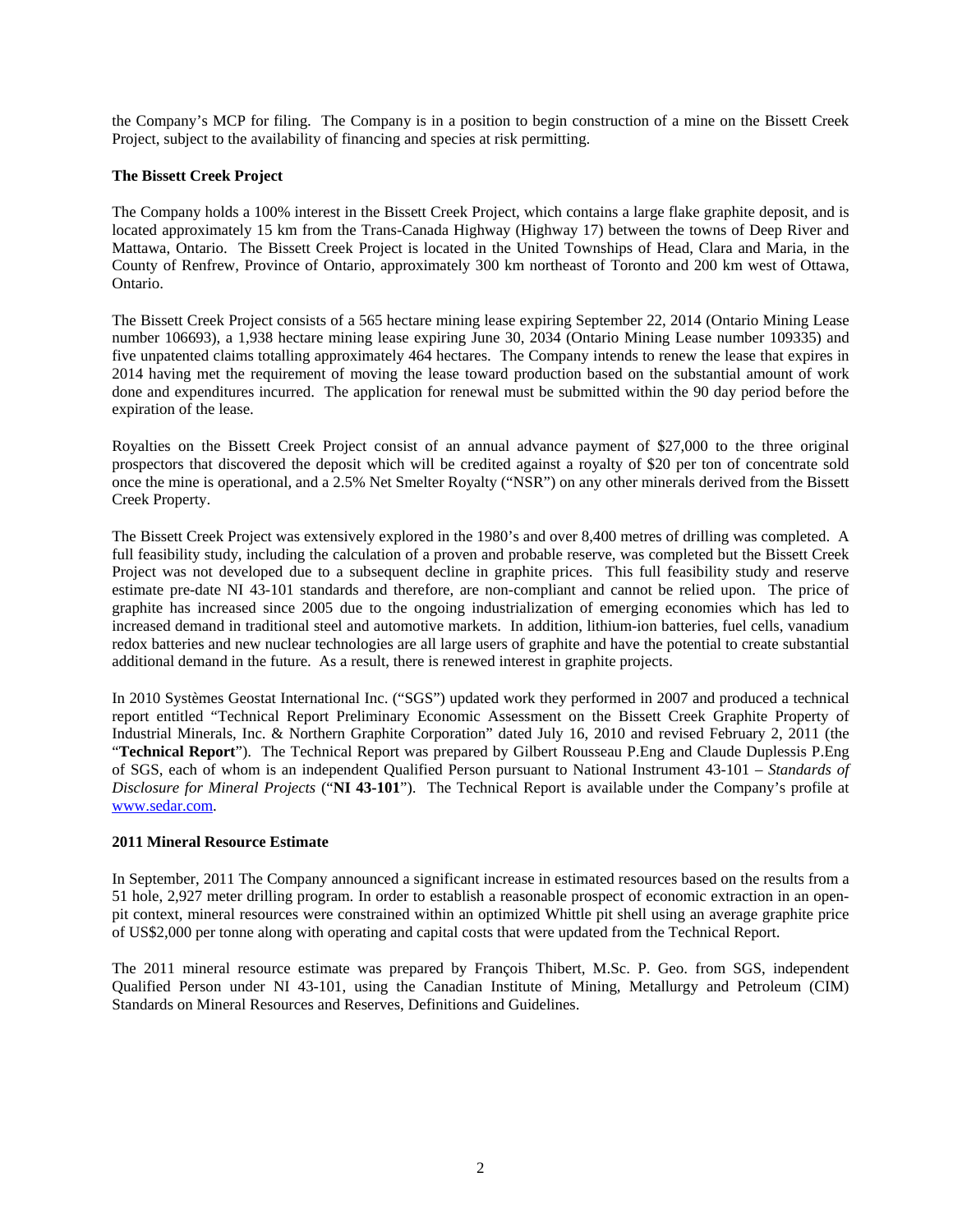the Company's MCP for filing. The Company is in a position to begin construction of a mine on the Bissett Creek Project, subject to the availability of financing and species at risk permitting.

**The Bissett Creek Project**

The Company holds a 100% interest in the Bissett Creek Project, which contains a large flake graphite deposit, and is located approximately 15 km from the Trans-Canada Highway (Highway 17) between the towns of Deep River and Mattawa, Ontario. The Bissett Creek Project is located in the United Townships of Head, Clara and Maria, in the County of Renfrew, Province of Ontario, approximately 300 km northeast of Toronto and 200 km west of Ottawa, Ontario.

The Bissett Creek Project consists of a 565 hectare mining lease expiring September 22, 2014 (Ontario Mining Lease number 106693), a 1,938 hectare mining lease expiring June 30, 2034 (Ontario Mining Lease number 109335) and five unpatented claims totalling approximately 464 hectares. The Company intends to renew the lease that expires in 2014 having met the requirement of moving the lease toward production based on the substantial amount of work done and expenditures incurred. The application for renewal must be submitted within the 90 day period before the expiration of the lease.

Royalties on the Bissett Creek Project consist of an annual advance payment of $27,000 to the three original prospectors that discovered the deposit which will be credited against a royalty of $20 per ton of concentrate sold once the mine is operational, and a 2.5% Net Smelter Royalty ("NSR") on any other minerals derived from the Bissett Creek Property.

The Bissett Creek Project was extensively explored in the 1980's and over 8,400 metres of drilling was completed. A full feasibility study, including the calculation of a proven and probable reserve, was completed but the Bissett Creek Project was not developed due to a subsequent decline in graphite prices. This full feasibility study and reserve estimate pre-date NI 43-101 standards and therefore, are non-compliant and cannot be relied upon. The price of graphite has increased since 2005 due to the ongoing industrialization of emerging economies which has led to increased demand in traditional steel and automotive markets. In addition, lithium-ion batteries, fuel cells, vanadium redox batteries and new nuclear technologies are all large users of graphite and have the potential to create substantial additional demand in the future. As a result, there is renewed interest in graphite projects.

In 2010 Systèmes Geostat International Inc. ("SGS") updated work they performed in 2007 and produced a technical report entitled "Technical Report Preliminary Economic Assessment on the Bissett Creek Graphite Property of Industrial Minerals, Inc. & Northern Graphite Corporation" dated July 16, 2010 and revised February 2, 2011 (the "**Technical Report**"). The Technical Report was prepared by Gilbert Rousseau P.Eng and Claude Duplessis P.Eng of SGS, each of whom is an independent Qualified Person pursuant to National Instrument 43-101 – *Standards of Disclosure for Mineral Projects* ("**NI 43-101**"). The Technical Report is available under the Company's profile at www.sedar.com.

**2011 Mineral Resource Estimate**

In September, 2011 The Company announced a significant increase in estimated resources based on the results from a 51 hole, 2,927 meter drilling program. In order to establish a reasonable prospect of economic extraction in an open-pit context, mineral resources were constrained within an optimized Whittle pit shell using an average graphite price of US$2,000 per tonne along with operating and capital costs that were updated from the Technical Report.

The 2011 mineral resource estimate was prepared by François Thibert, M.Sc. P. Geo. from SGS, independent Qualified Person under NI 43-101, using the Canadian Institute of Mining, Metallurgy and Petroleum (CIM) Standards on Mineral Resources and Reserves, Definitions and Guidelines.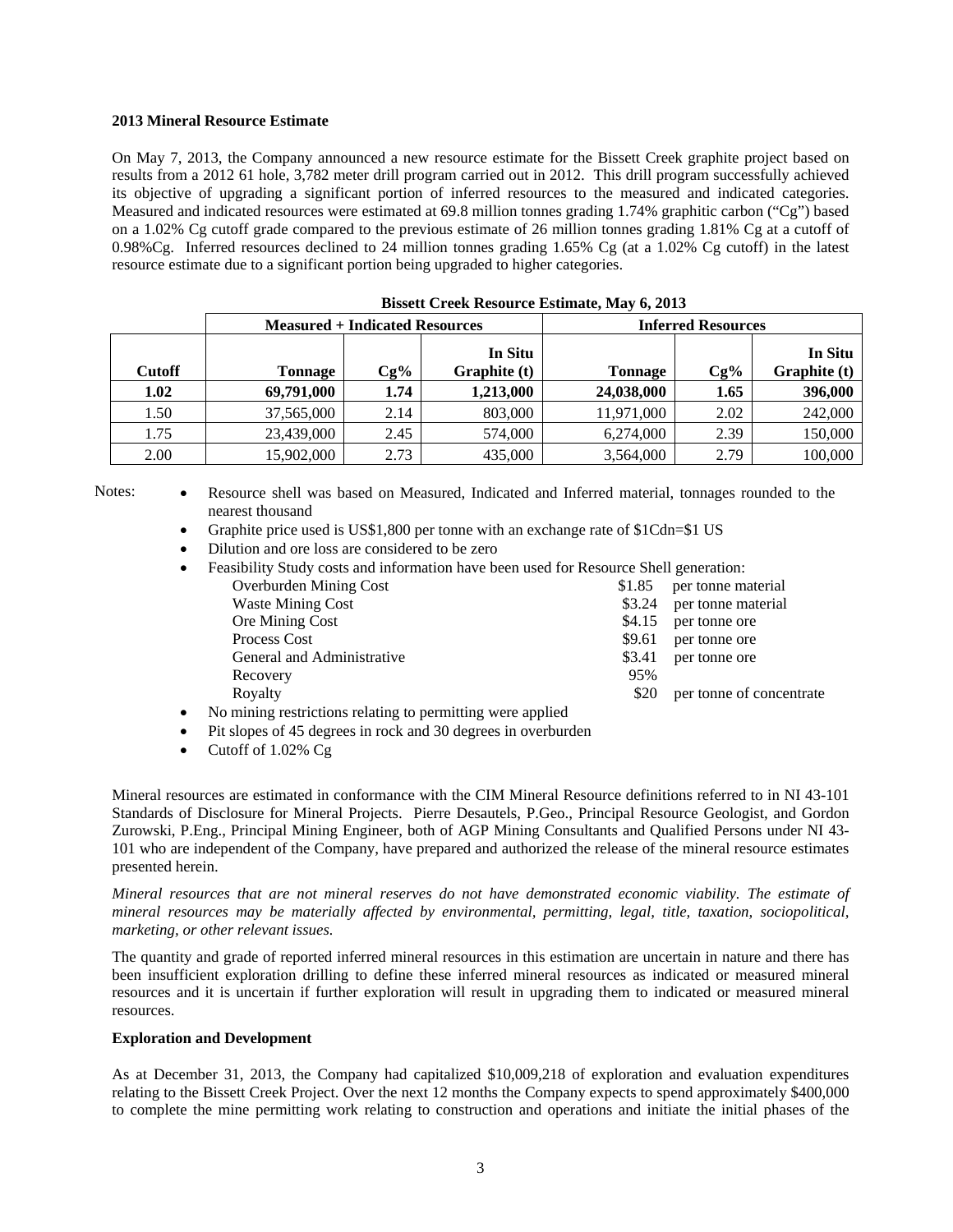**2013 Mineral Resource Estimate**

On May 7, 2013, the Company announced a new resource estimate for the Bissett Creek graphite project based on results from a 2012 61 hole, 3,782 meter drill program carried out in 2012. This drill program successfully achieved its objective of upgrading a significant portion of inferred resources to the measured and indicated categories. Measured and indicated resources were estimated at 69.8 million tonnes grading 1.74% graphitic carbon ("Cg") based on a 1.02% Cg cutoff grade compared to the previous estimate of 26 million tonnes grading 1.81% Cg at a cutoff of 0.98%Cg. Inferred resources declined to 24 million tonnes grading 1.65% Cg (at a 1.02% Cg cutoff) in the latest resource estimate due to a significant portion being upgraded to higher categories.

**Bissett Creek Resource Estimate, May 6, 2013**

| | Measured + Indicated Resources | | | Inferred Resources | | |
|---|---|---|---|---|---|---|
| **Cutoff** | **Tonnage** | **Cg%** | **In Situ Graphite (t)** | **Tonnage** | **Cg%** | **In Situ Graphite (t)** |
| **1.02** | **69,791,000** | **1.74** | **1,213,000** | **24,038,000** | **1.65** | **396,000** |
| 1.50 | 37,565,000 | 2.14 | 803,000 | 11,971,000 | 2.02 | 242,000 |
| 1.75 | 23,439,000 | 2.45 | 574,000 | 6,274,000 | 2.39 | 150,000 |
| 2.00 | 15,902,000 | 2.73 | 435,000 | 3,564,000 | 2.79 | 100,000 |

Notes:

- Resource shell was based on Measured, Indicated and Inferred material, tonnages rounded to the nearest thousand
- Graphite price used is US$1,800 per tonne with an exchange rate of $1Cdn=$1 US
- Dilution and ore loss are considered to be zero
- Feasibility Study costs and information have been used for Resource Shell generation:

| | | |
|---|---|---|
| Overburden Mining Cost | $1.85 | per tonne material |
| Waste Mining Cost | $3.24 | per tonne material |
| Ore Mining Cost | $4.15 | per tonne ore |
| Process Cost | $9.61 | per tonne ore |
| General and Administrative | $3.41 | per tonne ore |
| Recovery | 95% | |
| Royalty | $20 | per tonne of concentrate |

- No mining restrictions relating to permitting were applied
- Pit slopes of 45 degrees in rock and 30 degrees in overburden
- Cutoff of 1.02% Cg

Mineral resources are estimated in conformance with the CIM Mineral Resource definitions referred to in NI 43-101 Standards of Disclosure for Mineral Projects. Pierre Desautels, P.Geo., Principal Resource Geologist, and Gordon Zurowski, P.Eng., Principal Mining Engineer, both of AGP Mining Consultants and Qualified Persons under NI 43-101 who are independent of the Company, have prepared and authorized the release of the mineral resource estimates presented herein.

*Mineral resources that are not mineral reserves do not have demonstrated economic viability. The estimate of mineral resources may be materially affected by environmental, permitting, legal, title, taxation, sociopolitical, marketing, or other relevant issues.*

The quantity and grade of reported inferred mineral resources in this estimation are uncertain in nature and there has been insufficient exploration drilling to define these inferred mineral resources as indicated or measured mineral resources and it is uncertain if further exploration will result in upgrading them to indicated or measured mineral resources.

**Exploration and Development**

As at December 31, 2013, the Company had capitalized $10,009,218 of exploration and evaluation expenditures relating to the Bissett Creek Project. Over the next 12 months the Company expects to spend approximately $400,000 to complete the mine permitting work relating to construction and operations and initiate the initial phases of the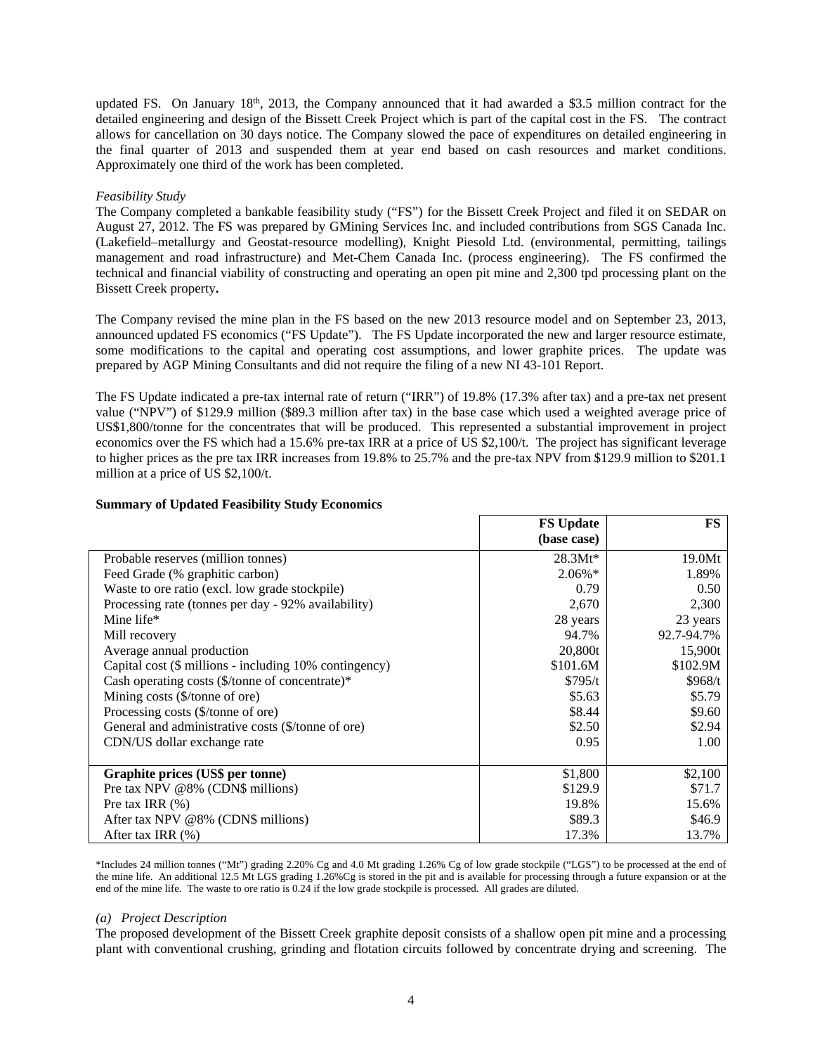updated FS. On January 18th, 2013, the Company announced that it had awarded a $3.5 million contract for the detailed engineering and design of the Bissett Creek Project which is part of the capital cost in the FS. The contract allows for cancellation on 30 days notice. The Company slowed the pace of expenditures on detailed engineering in the final quarter of 2013 and suspended them at year end based on cash resources and market conditions. Approximately one third of the work has been completed.

*Feasibility Study*

The Company completed a bankable feasibility study ("FS") for the Bissett Creek Project and filed it on SEDAR on August 27, 2012. The FS was prepared by GMining Services Inc. and included contributions from SGS Canada Inc. (Lakefield–metallurgy and Geostat-resource modelling), Knight Piesold Ltd. (environmental, permitting, tailings management and road infrastructure) and Met-Chem Canada Inc. (process engineering). The FS confirmed the technical and financial viability of constructing and operating an open pit mine and 2,300 tpd processing plant on the Bissett Creek property**.**

The Company revised the mine plan in the FS based on the new 2013 resource model and on September 23, 2013, announced updated FS economics ("FS Update"). The FS Update incorporated the new and larger resource estimate, some modifications to the capital and operating cost assumptions, and lower graphite prices. The update was prepared by AGP Mining Consultants and did not require the filing of a new NI 43-101 Report.

The FS Update indicated a pre-tax internal rate of return ("IRR") of 19.8% (17.3% after tax) and a pre-tax net present value ("NPV") of $129.9 million ($89.3 million after tax) in the base case which used a weighted average price of US$1,800/tonne for the concentrates that will be produced. This represented a substantial improvement in project economics over the FS which had a 15.6% pre-tax IRR at a price of US $2,100/t. The project has significant leverage to higher prices as the pre tax IRR increases from 19.8% to 25.7% and the pre-tax NPV from $129.9 million to $201.1 million at a price of US $2,100/t.

**Summary of Updated Feasibility Study Economics**

| | **FS Update (base case)** | **FS** |
|---|---|---|
| Probable reserves (million tonnes) | 28.3Mt* | 19.0Mt |
| Feed Grade (% graphitic carbon) | 2.06%* | 1.89% |
| Waste to ore ratio (excl. low grade stockpile) | 0.79 | 0.50 |
| Processing rate (tonnes per day - 92% availability) | 2,670 | 2,300 |
| Mine life* | 28 years | 23 years |
| Mill recovery | 94.7% | 92.7-94.7% |
| Average annual production | 20,800t | 15,900t |
| Capital cost ($ millions - including 10% contingency) | $101.6M | $102.9M |
| Cash operating costs ($/tonne of concentrate)* | $795/t | $968/t |
| Mining costs ($/tonne of ore) | $5.63 | $5.79 |
| Processing costs ($/tonne of ore) | $8.44 | $9.60 |
| General and administrative costs ($/tonne of ore) | $2.50 | $2.94 |
| CDN/US dollar exchange rate | 0.95 | 1.00 |
| **Graphite prices (US$ per tonne)** | $1,800 | $2,100 |
| Pre tax NPV @8% (CDN$ millions) | $129.9 | $71.7 |
| Pre tax IRR (%) | 19.8% | 15.6% |
| After tax NPV @8% (CDN$ millions) | $89.3 | $46.9 |
| After tax IRR (%) | 17.3% | 13.7% |

*Includes 24 million tonnes ("Mt") grading 2.20% Cg and 4.0 Mt grading 1.26% Cg of low grade stockpile ("LGS") to be processed at the end of the mine life. An additional 12.5 Mt LGS grading 1.26%Cg is stored in the pit and is available for processing through a future expansion or at the end of the mine life. The waste to ore ratio is 0.24 if the low grade stockpile is processed. All grades are diluted.

*(a) Project Description*

The proposed development of the Bissett Creek graphite deposit consists of a shallow open pit mine and a processing plant with conventional crushing, grinding and flotation circuits followed by concentrate drying and screening. The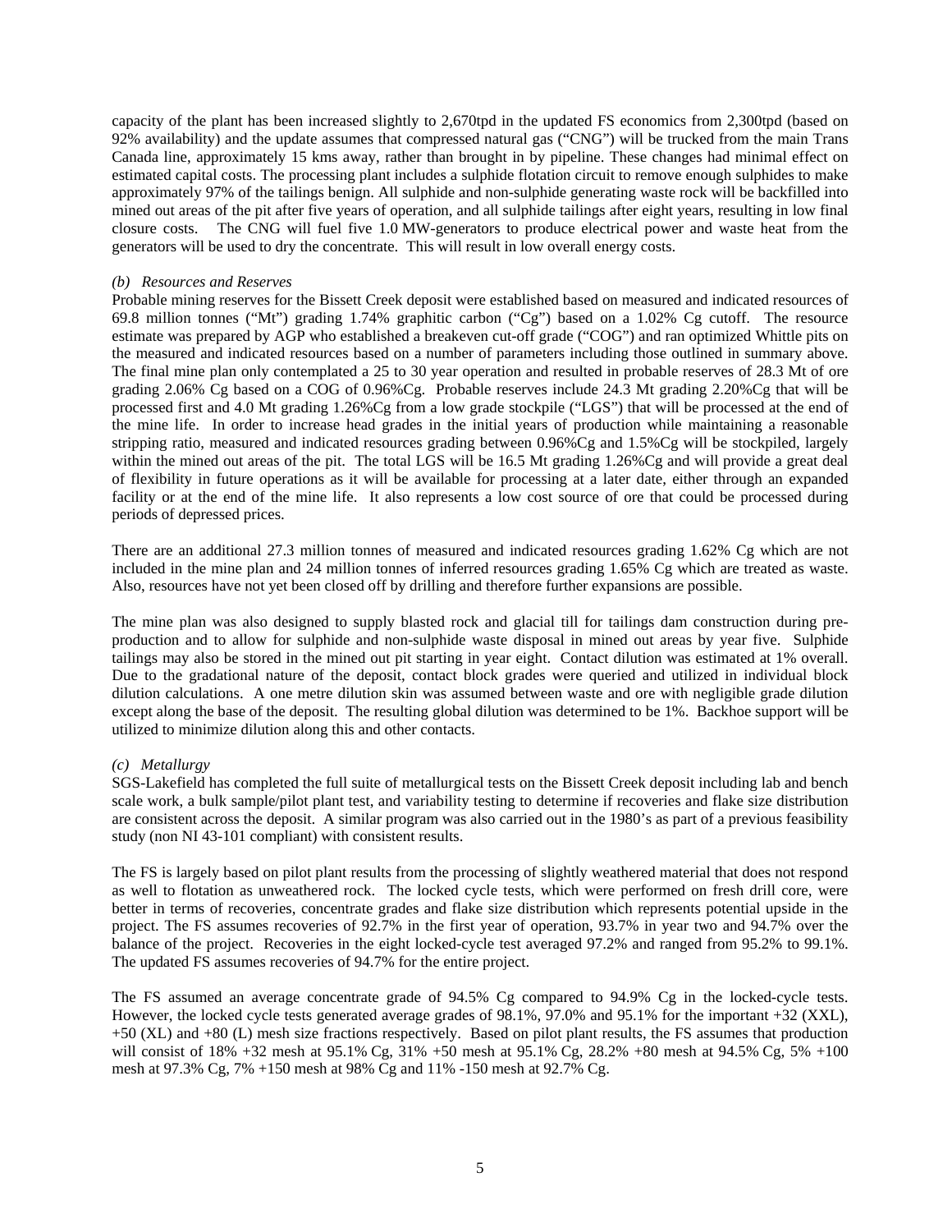capacity of the plant has been increased slightly to 2,670tpd in the updated FS economics from 2,300tpd (based on 92% availability) and the update assumes that compressed natural gas ("CNG") will be trucked from the main Trans Canada line, approximately 15 kms away, rather than brought in by pipeline. These changes had minimal effect on estimated capital costs. The processing plant includes a sulphide flotation circuit to remove enough sulphides to make approximately 97% of the tailings benign. All sulphide and non-sulphide generating waste rock will be backfilled into mined out areas of the pit after five years of operation, and all sulphide tailings after eight years, resulting in low final closure costs. The CNG will fuel five 1.0 MW-generators to produce electrical power and waste heat from the generators will be used to dry the concentrate. This will result in low overall energy costs.

*(b) Resources and Reserves*

Probable mining reserves for the Bissett Creek deposit were established based on measured and indicated resources of 69.8 million tonnes ("Mt") grading 1.74% graphitic carbon ("Cg") based on a 1.02% Cg cutoff. The resource estimate was prepared by AGP who established a breakeven cut-off grade ("COG") and ran optimized Whittle pits on the measured and indicated resources based on a number of parameters including those outlined in summary above. The final mine plan only contemplated a 25 to 30 year operation and resulted in probable reserves of 28.3 Mt of ore grading 2.06% Cg based on a COG of 0.96%Cg. Probable reserves include 24.3 Mt grading 2.20%Cg that will be processed first and 4.0 Mt grading 1.26%Cg from a low grade stockpile ("LGS") that will be processed at the end of the mine life. In order to increase head grades in the initial years of production while maintaining a reasonable stripping ratio, measured and indicated resources grading between 0.96%Cg and 1.5%Cg will be stockpiled, largely within the mined out areas of the pit. The total LGS will be 16.5 Mt grading 1.26%Cg and will provide a great deal of flexibility in future operations as it will be available for processing at a later date, either through an expanded facility or at the end of the mine life. It also represents a low cost source of ore that could be processed during periods of depressed prices.

There are an additional 27.3 million tonnes of measured and indicated resources grading 1.62% Cg which are not included in the mine plan and 24 million tonnes of inferred resources grading 1.65% Cg which are treated as waste. Also, resources have not yet been closed off by drilling and therefore further expansions are possible.

The mine plan was also designed to supply blasted rock and glacial till for tailings dam construction during pre-production and to allow for sulphide and non-sulphide waste disposal in mined out areas by year five. Sulphide tailings may also be stored in the mined out pit starting in year eight. Contact dilution was estimated at 1% overall. Due to the gradational nature of the deposit, contact block grades were queried and utilized in individual block dilution calculations. A one metre dilution skin was assumed between waste and ore with negligible grade dilution except along the base of the deposit. The resulting global dilution was determined to be 1%. Backhoe support will be utilized to minimize dilution along this and other contacts.

*(c) Metallurgy*

SGS-Lakefield has completed the full suite of metallurgical tests on the Bissett Creek deposit including lab and bench scale work, a bulk sample/pilot plant test, and variability testing to determine if recoveries and flake size distribution are consistent across the deposit. A similar program was also carried out in the 1980's as part of a previous feasibility study (non NI 43-101 compliant) with consistent results.

The FS is largely based on pilot plant results from the processing of slightly weathered material that does not respond as well to flotation as unweathered rock. The locked cycle tests, which were performed on fresh drill core, were better in terms of recoveries, concentrate grades and flake size distribution which represents potential upside in the project. The FS assumes recoveries of 92.7% in the first year of operation, 93.7% in year two and 94.7% over the balance of the project. Recoveries in the eight locked-cycle test averaged 97.2% and ranged from 95.2% to 99.1%. The updated FS assumes recoveries of 94.7% for the entire project.

The FS assumed an average concentrate grade of 94.5% Cg compared to 94.9% Cg in the locked-cycle tests. However, the locked cycle tests generated average grades of 98.1%, 97.0% and 95.1% for the important +32 (XXL), +50 (XL) and +80 (L) mesh size fractions respectively. Based on pilot plant results, the FS assumes that production will consist of 18% +32 mesh at 95.1% Cg, 31% +50 mesh at 95.1% Cg, 28.2% +80 mesh at 94.5% Cg, 5% +100 mesh at 97.3% Cg, 7% +150 mesh at 98% Cg and 11% -150 mesh at 92.7% Cg.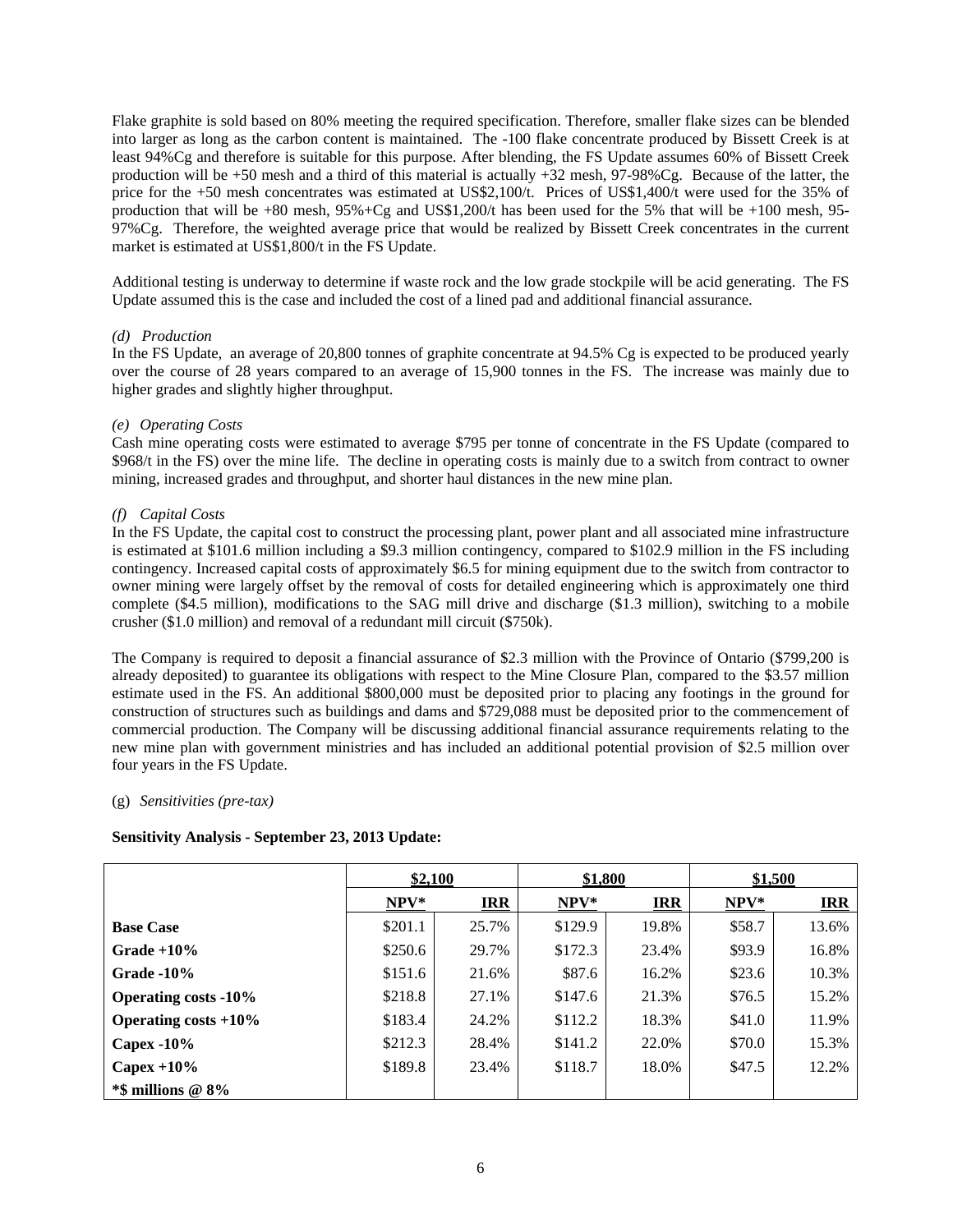Flake graphite is sold based on 80% meeting the required specification. Therefore, smaller flake sizes can be blended into larger as long as the carbon content is maintained. The -100 flake concentrate produced by Bissett Creek is at least 94%Cg and therefore is suitable for this purpose. After blending, the FS Update assumes 60% of Bissett Creek production will be +50 mesh and a third of this material is actually +32 mesh, 97-98%Cg. Because of the latter, the price for the +50 mesh concentrates was estimated at US$2,100/t. Prices of US$1,400/t were used for the 35% of production that will be +80 mesh, 95%+Cg and US$1,200/t has been used for the 5% that will be +100 mesh, 95-97%Cg. Therefore, the weighted average price that would be realized by Bissett Creek concentrates in the current market is estimated at US$1,800/t in the FS Update.

Additional testing is underway to determine if waste rock and the low grade stockpile will be acid generating. The FS Update assumed this is the case and included the cost of a lined pad and additional financial assurance.

*(d) Production*

In the FS Update, an average of 20,800 tonnes of graphite concentrate at 94.5% Cg is expected to be produced yearly over the course of 28 years compared to an average of 15,900 tonnes in the FS. The increase was mainly due to higher grades and slightly higher throughput.

*(e) Operating Costs*

Cash mine operating costs were estimated to average $795 per tonne of concentrate in the FS Update (compared to $968/t in the FS) over the mine life. The decline in operating costs is mainly due to a switch from contract to owner mining, increased grades and throughput, and shorter haul distances in the new mine plan.

*(f) Capital Costs*

In the FS Update, the capital cost to construct the processing plant, power plant and all associated mine infrastructure is estimated at $101.6 million including a $9.3 million contingency, compared to $102.9 million in the FS including contingency. Increased capital costs of approximately $6.5 for mining equipment due to the switch from contractor to owner mining were largely offset by the removal of costs for detailed engineering which is approximately one third complete ($4.5 million), modifications to the SAG mill drive and discharge ($1.3 million), switching to a mobile crusher ($1.0 million) and removal of a redundant mill circuit ($750k).

The Company is required to deposit a financial assurance of $2.3 million with the Province of Ontario ($799,200 is already deposited) to guarantee its obligations with respect to the Mine Closure Plan, compared to the $3.57 million estimate used in the FS. An additional $800,000 must be deposited prior to placing any footings in the ground for construction of structures such as buildings and dams and $729,088 must be deposited prior to the commencement of commercial production. The Company will be discussing additional financial assurance requirements relating to the new mine plan with government ministries and has included an additional potential provision of $2.5 million over four years in the FS Update.

(g) *Sensitivities (pre-tax)*

**Sensitivity Analysis - September 23, 2013 Update:**

| | $2,100 | | $1,800 | | $1,500 | |
|---|---|---|---|---|---|---|
| | NPV* | IRR | NPV* | IRR | NPV* | IRR |
| **Base Case** | $201.1 | 25.7% | $129.9 | 19.8% | $58.7 | 13.6% |
| **Grade +10%** | $250.6 | 29.7% | $172.3 | 23.4% | $93.9 | 16.8% |
| **Grade -10%** | $151.6 | 21.6% | $87.6 | 16.2% | $23.6 | 10.3% |
| **Operating costs -10%** | $218.8 | 27.1% | $147.6 | 21.3% | $76.5 | 15.2% |
| **Operating costs +10%** | $183.4 | 24.2% | $112.2 | 18.3% | $41.0 | 11.9% |
| **Capex -10%** | $212.3 | 28.4% | $141.2 | 22.0% | $70.0 | 15.3% |
| **Capex +10%** | $189.8 | 23.4% | $118.7 | 18.0% | $47.5 | 12.2% |
| ***$ millions @ 8%** | | | | | | |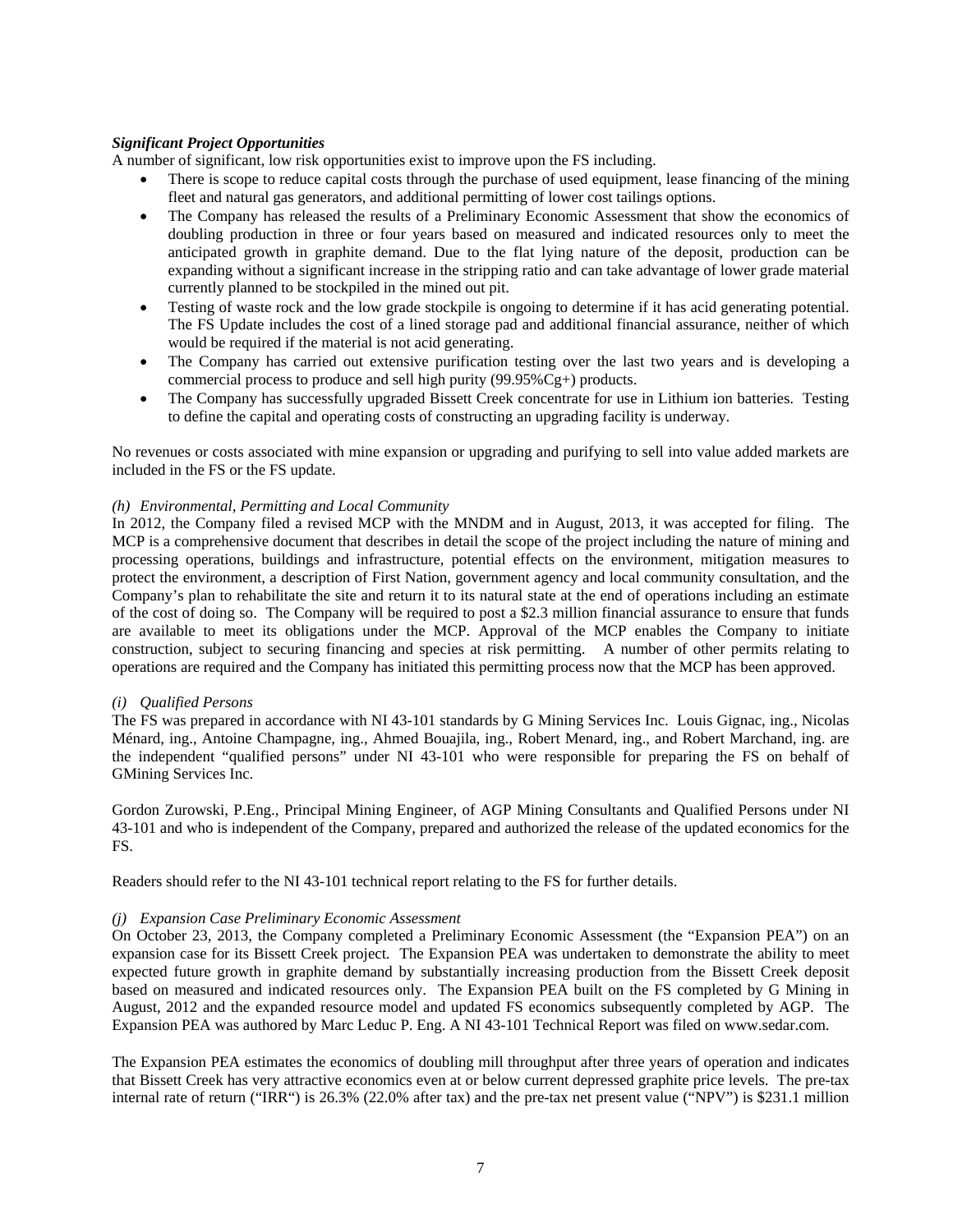***Significant Project Opportunities***

A number of significant, low risk opportunities exist to improve upon the FS including.

- There is scope to reduce capital costs through the purchase of used equipment, lease financing of the mining fleet and natural gas generators, and additional permitting of lower cost tailings options.
- The Company has released the results of a Preliminary Economic Assessment that show the economics of doubling production in three or four years based on measured and indicated resources only to meet the anticipated growth in graphite demand. Due to the flat lying nature of the deposit, production can be expanding without a significant increase in the stripping ratio and can take advantage of lower grade material currently planned to be stockpiled in the mined out pit.
- Testing of waste rock and the low grade stockpile is ongoing to determine if it has acid generating potential. The FS Update includes the cost of a lined storage pad and additional financial assurance, neither of which would be required if the material is not acid generating.
- The Company has carried out extensive purification testing over the last two years and is developing a commercial process to produce and sell high purity (99.95%Cg+) products.
- The Company has successfully upgraded Bissett Creek concentrate for use in Lithium ion batteries. Testing to define the capital and operating costs of constructing an upgrading facility is underway.

No revenues or costs associated with mine expansion or upgrading and purifying to sell into value added markets are included in the FS or the FS update.

*(h) Environmental, Permitting and Local Community*

In 2012, the Company filed a revised MCP with the MNDM and in August, 2013, it was accepted for filing. The MCP is a comprehensive document that describes in detail the scope of the project including the nature of mining and processing operations, buildings and infrastructure, potential effects on the environment, mitigation measures to protect the environment, a description of First Nation, government agency and local community consultation, and the Company's plan to rehabilitate the site and return it to its natural state at the end of operations including an estimate of the cost of doing so. The Company will be required to post a $2.3 million financial assurance to ensure that funds are available to meet its obligations under the MCP. Approval of the MCP enables the Company to initiate construction, subject to securing financing and species at risk permitting. A number of other permits relating to operations are required and the Company has initiated this permitting process now that the MCP has been approved.

*(i) Qualified Persons*

The FS was prepared in accordance with NI 43-101 standards by G Mining Services Inc. Louis Gignac, ing., Nicolas Ménard, ing., Antoine Champagne, ing., Ahmed Bouajila, ing., Robert Menard, ing., and Robert Marchand, ing. are the independent "qualified persons" under NI 43-101 who were responsible for preparing the FS on behalf of GMining Services Inc.

Gordon Zurowski, P.Eng., Principal Mining Engineer, of AGP Mining Consultants and Qualified Persons under NI 43-101 and who is independent of the Company, prepared and authorized the release of the updated economics for the FS.

Readers should refer to the NI 43-101 technical report relating to the FS for further details.

*(j) Expansion Case Preliminary Economic Assessment*

On October 23, 2013, the Company completed a Preliminary Economic Assessment (the "Expansion PEA") on an expansion case for its Bissett Creek project. The Expansion PEA was undertaken to demonstrate the ability to meet expected future growth in graphite demand by substantially increasing production from the Bissett Creek deposit based on measured and indicated resources only. The Expansion PEA built on the FS completed by G Mining in August, 2012 and the expanded resource model and updated FS economics subsequently completed by AGP. The Expansion PEA was authored by Marc Leduc P. Eng. A NI 43-101 Technical Report was filed on www.sedar.com.

The Expansion PEA estimates the economics of doubling mill throughput after three years of operation and indicates that Bissett Creek has very attractive economics even at or below current depressed graphite price levels. The pre-tax internal rate of return ("IRR") is 26.3% (22.0% after tax) and the pre-tax net present value ("NPV") is $231.1 million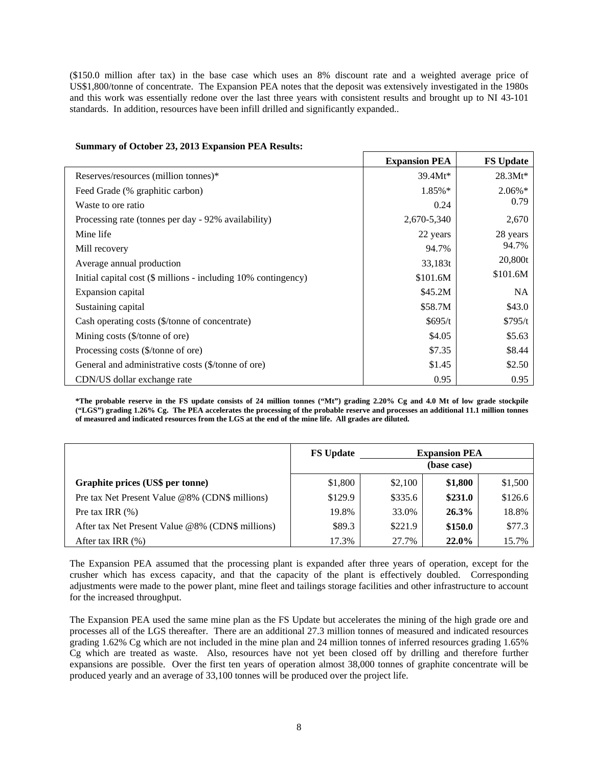($150.0 million after tax) in the base case which uses an 8% discount rate and a weighted average price of US$1,800/tonne of concentrate. The Expansion PEA notes that the deposit was extensively investigated in the 1980s and this work was essentially redone over the last three years with consistent results and brought up to NI 43-101 standards. In addition, resources have been infill drilled and significantly expanded..

**Summary of October 23, 2013 Expansion PEA Results:**

| | **Expansion PEA** | **FS Update** |
|---|---|---|
| Reserves/resources (million tonnes)* | 39.4Mt* | 28.3Mt* |
| Feed Grade (% graphitic carbon) | 1.85%* | 2.06%* |
| Waste to ore ratio | 0.24 | 0.79 |
| Processing rate (tonnes per day - 92% availability) | 2,670-5,340 | 2,670 |
| Mine life | 22 years | 28 years |
| Mill recovery | 94.7% | 94.7% |
| Average annual production | 33,183t | 20,800t |
| Initial capital cost ($ millions - including 10% contingency) | $101.6M | $101.6M |
| Expansion capital | $45.2M | NA |
| Sustaining capital | $58.7M | $43.0 |
| Cash operating costs ($/tonne of concentrate) | $695/t | $795/t |
| Mining costs ($/tonne of ore) | $4.05 | $5.63 |
| Processing costs ($/tonne of ore) | $7.35 | $8.44 |
| General and administrative costs ($/tonne of ore) | $1.45 | $2.50 |
| CDN/US dollar exchange rate | 0.95 | 0.95 |

**\*The probable reserve in the FS update consists of 24 million tonnes ("Mt") grading 2.20% Cg and 4.0 Mt of low grade stockpile ("LGS") grading 1.26% Cg. The PEA accelerates the processing of the probable reserve and processes an additional 11.1 million tonnes of measured and indicated resources from the LGS at the end of the mine life. All grades are diluted.**

| | **FS Update** | **Expansion PEA** | | |
|---|---|---|---|---|
| | | | **(base case)** | |
| **Graphite prices (US$ per tonne)** | $1,800 | $2,100 | **$1,800** | $1,500 |
| Pre tax Net Present Value @8% (CDN$ millions) | $129.9 | $335.6 | **$231.0** | $126.6 |
| Pre tax IRR (%) | 19.8% | 33.0% | **26.3%** | 18.8% |
| After tax Net Present Value @8% (CDN$ millions) | $89.3 | $221.9 | **$150.0** | $77.3 |
| After tax IRR (%) | 17.3% | 27.7% | **22.0%** | 15.7% |

The Expansion PEA assumed that the processing plant is expanded after three years of operation, except for the crusher which has excess capacity, and that the capacity of the plant is effectively doubled. Corresponding adjustments were made to the power plant, mine fleet and tailings storage facilities and other infrastructure to account for the increased throughput.

The Expansion PEA used the same mine plan as the FS Update but accelerates the mining of the high grade ore and processes all of the LGS thereafter. There are an additional 27.3 million tonnes of measured and indicated resources grading 1.62% Cg which are not included in the mine plan and 24 million tonnes of inferred resources grading 1.65% Cg which are treated as waste. Also, resources have not yet been closed off by drilling and therefore further expansions are possible. Over the first ten years of operation almost 38,000 tonnes of graphite concentrate will be produced yearly and an average of 33,100 tonnes will be produced over the project life.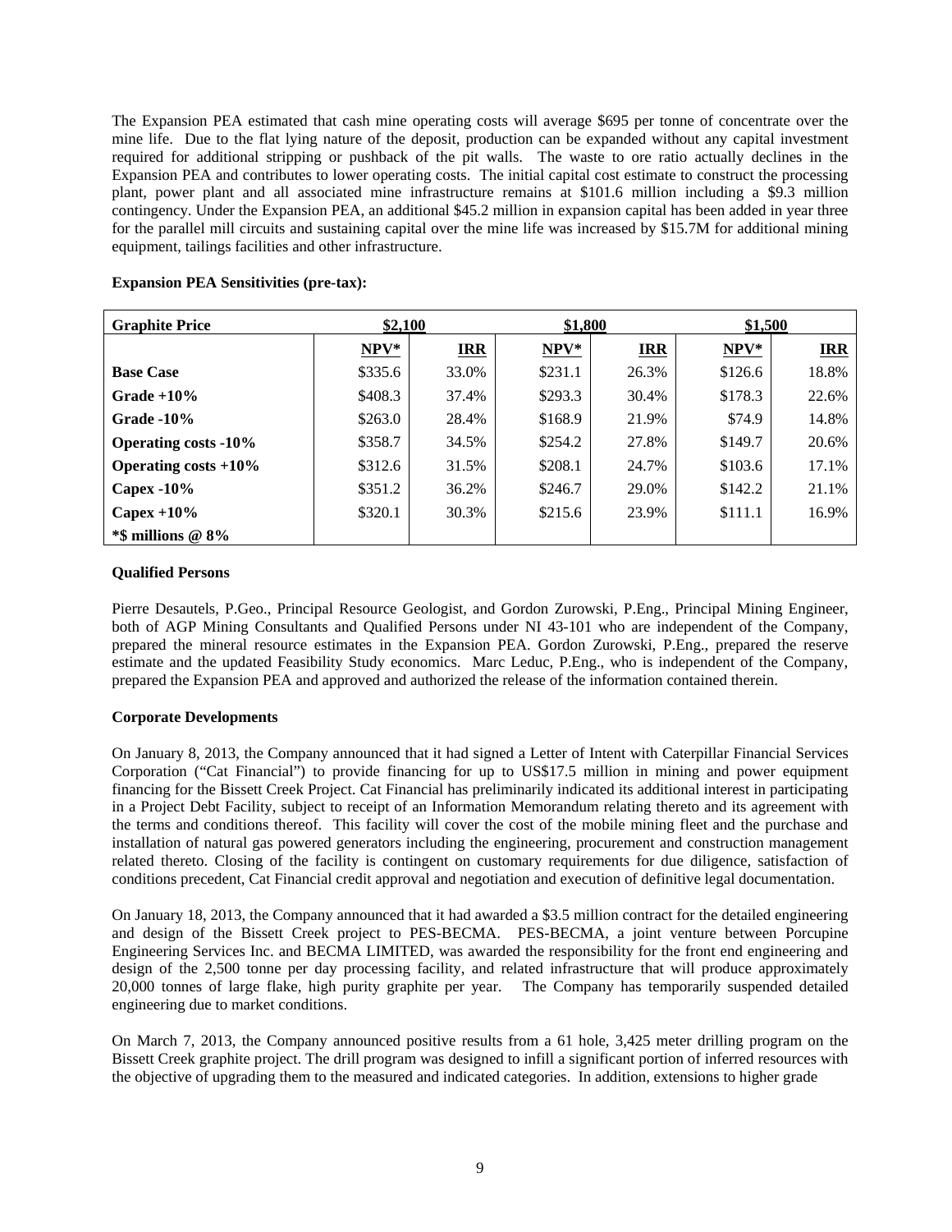The Expansion PEA estimated that cash mine operating costs will average $695 per tonne of concentrate over the mine life. Due to the flat lying nature of the deposit, production can be expanded without any capital investment required for additional stripping or pushback of the pit walls. The waste to ore ratio actually declines in the Expansion PEA and contributes to lower operating costs. The initial capital cost estimate to construct the processing plant, power plant and all associated mine infrastructure remains at $101.6 million including a $9.3 million contingency. Under the Expansion PEA, an additional $45.2 million in expansion capital has been added in year three for the parallel mill circuits and sustaining capital over the mine life was increased by $15.7M for additional mining equipment, tailings facilities and other infrastructure.

**Expansion PEA Sensitivities (pre-tax):**

| **Graphite Price** | **$2,100** | | **$1,800** | | **$1,500** | |
|---|---|---|---|---|---|---|
| | **NPV*** | **IRR** | **NPV*** | **IRR** | **NPV*** | **IRR** |
| **Base Case** | $335.6 | 33.0% | $231.1 | 26.3% | $126.6 | 18.8% |
| **Grade +10%** | $408.3 | 37.4% | $293.3 | 30.4% | $178.3 | 22.6% |
| **Grade -10%** | $263.0 | 28.4% | $168.9 | 21.9% | $74.9 | 14.8% |
| **Operating costs -10%** | $358.7 | 34.5% | $254.2 | 27.8% | $149.7 | 20.6% |
| **Operating costs +10%** | $312.6 | 31.5% | $208.1 | 24.7% | $103.6 | 17.1% |
| **Capex -10%** | $351.2 | 36.2% | $246.7 | 29.0% | $142.2 | 21.1% |
| **Capex +10%** | $320.1 | 30.3% | $215.6 | 23.9% | $111.1 | 16.9% |
| ***$ millions @ 8%** | | | | | | |

**Qualified Persons**

Pierre Desautels, P.Geo., Principal Resource Geologist, and Gordon Zurowski, P.Eng., Principal Mining Engineer, both of AGP Mining Consultants and Qualified Persons under NI 43-101 who are independent of the Company, prepared the mineral resource estimates in the Expansion PEA. Gordon Zurowski, P.Eng., prepared the reserve estimate and the updated Feasibility Study economics. Marc Leduc, P.Eng., who is independent of the Company, prepared the Expansion PEA and approved and authorized the release of the information contained therein.

**Corporate Developments**

On January 8, 2013, the Company announced that it had signed a Letter of Intent with Caterpillar Financial Services Corporation ("Cat Financial") to provide financing for up to US$17.5 million in mining and power equipment financing for the Bissett Creek Project. Cat Financial has preliminarily indicated its additional interest in participating in a Project Debt Facility, subject to receipt of an Information Memorandum relating thereto and its agreement with the terms and conditions thereof. This facility will cover the cost of the mobile mining fleet and the purchase and installation of natural gas powered generators including the engineering, procurement and construction management related thereto. Closing of the facility is contingent on customary requirements for due diligence, satisfaction of conditions precedent, Cat Financial credit approval and negotiation and execution of definitive legal documentation.

On January 18, 2013, the Company announced that it had awarded a $3.5 million contract for the detailed engineering and design of the Bissett Creek project to PES-BECMA. PES-BECMA, a joint venture between Porcupine Engineering Services Inc. and BECMA LIMITED, was awarded the responsibility for the front end engineering and design of the 2,500 tonne per day processing facility, and related infrastructure that will produce approximately 20,000 tonnes of large flake, high purity graphite per year. The Company has temporarily suspended detailed engineering due to market conditions.

On March 7, 2013, the Company announced positive results from a 61 hole, 3,425 meter drilling program on the Bissett Creek graphite project. The drill program was designed to infill a significant portion of inferred resources with the objective of upgrading them to the measured and indicated categories. In addition, extensions to higher grade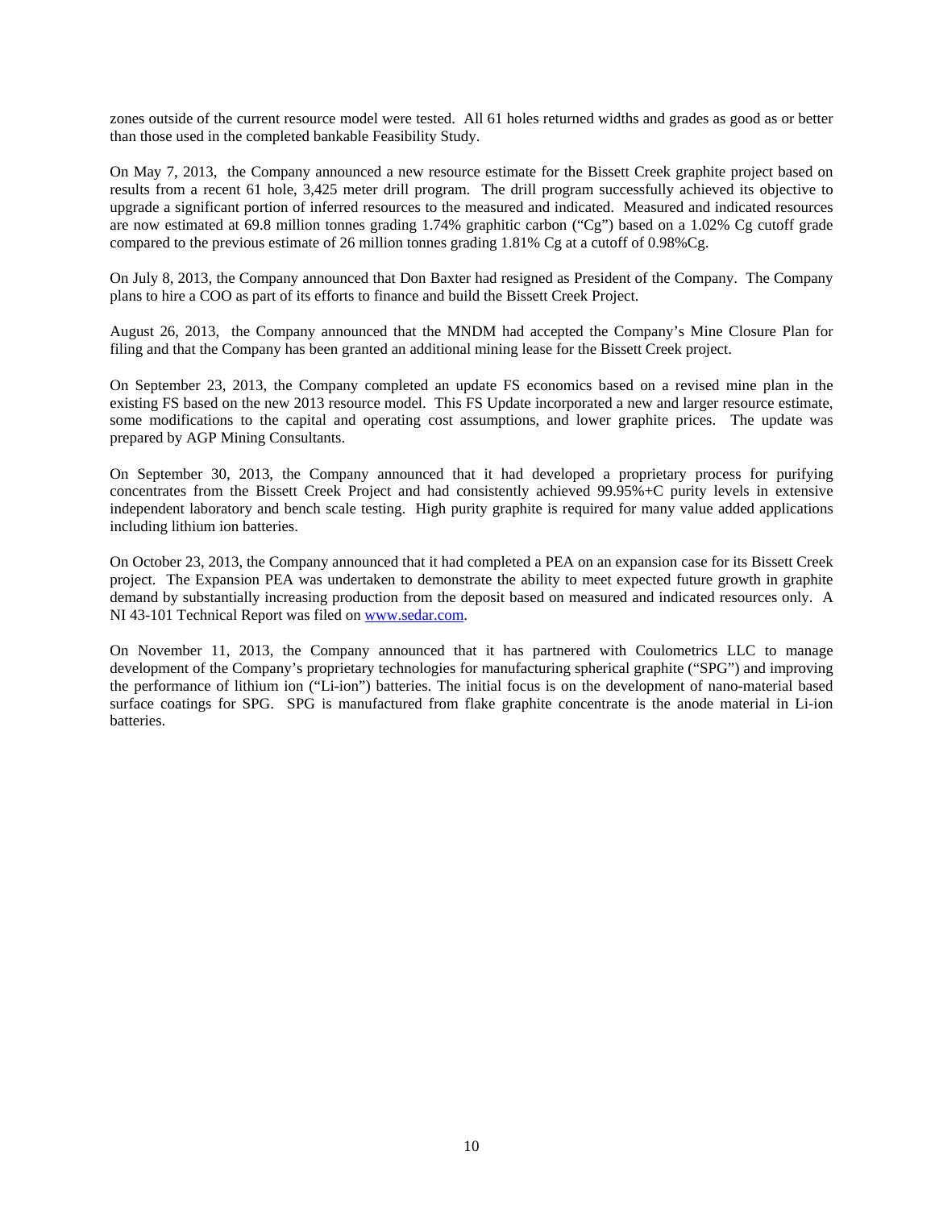zones outside of the current resource model were tested. All 61 holes returned widths and grades as good as or better than those used in the completed bankable Feasibility Study.

On May 7, 2013, the Company announced a new resource estimate for the Bissett Creek graphite project based on results from a recent 61 hole, 3,425 meter drill program. The drill program successfully achieved its objective to upgrade a significant portion of inferred resources to the measured and indicated. Measured and indicated resources are now estimated at 69.8 million tonnes grading 1.74% graphitic carbon ("Cg") based on a 1.02% Cg cutoff grade compared to the previous estimate of 26 million tonnes grading 1.81% Cg at a cutoff of 0.98%Cg.

On July 8, 2013, the Company announced that Don Baxter had resigned as President of the Company. The Company plans to hire a COO as part of its efforts to finance and build the Bissett Creek Project.

August 26, 2013, the Company announced that the MNDM had accepted the Company's Mine Closure Plan for filing and that the Company has been granted an additional mining lease for the Bissett Creek project.

On September 23, 2013, the Company completed an update FS economics based on a revised mine plan in the existing FS based on the new 2013 resource model. This FS Update incorporated a new and larger resource estimate, some modifications to the capital and operating cost assumptions, and lower graphite prices. The update was prepared by AGP Mining Consultants.

On September 30, 2013, the Company announced that it had developed a proprietary process for purifying concentrates from the Bissett Creek Project and had consistently achieved 99.95%+C purity levels in extensive independent laboratory and bench scale testing. High purity graphite is required for many value added applications including lithium ion batteries.

On October 23, 2013, the Company announced that it had completed a PEA on an expansion case for its Bissett Creek project. The Expansion PEA was undertaken to demonstrate the ability to meet expected future growth in graphite demand by substantially increasing production from the deposit based on measured and indicated resources only. A NI 43-101 Technical Report was filed on www.sedar.com.

On November 11, 2013, the Company announced that it has partnered with Coulometrics LLC to manage development of the Company's proprietary technologies for manufacturing spherical graphite ("SPG") and improving the performance of lithium ion ("Li-ion") batteries. The initial focus is on the development of nano-material based surface coatings for SPG. SPG is manufactured from flake graphite concentrate is the anode material in Li-ion batteries.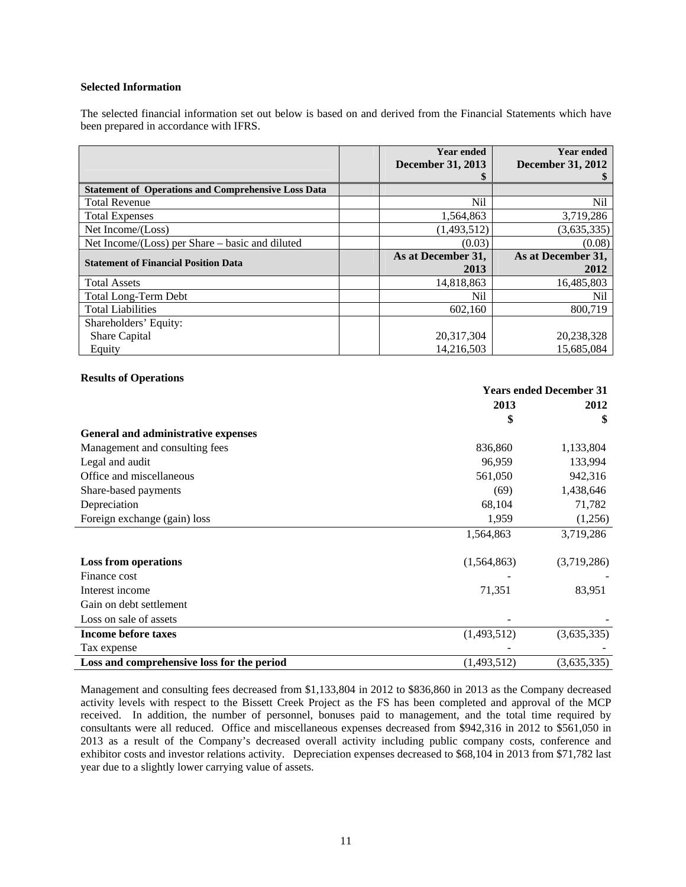### Selected Information

The selected financial information set out below is based on and derived from the Financial Statements which have been prepared in accordance with IFRS.

| | | Year ended December 31, 2013 $ | Year ended December 31, 2012 $ |
|---|---|---|---|
| **Statement of Operations and Comprehensive Loss Data** | | | |
| Total Revenue | | Nil | Nil |
| Total Expenses | | 1,564,863 | 3,719,286 |
| Net Income/(Loss) | | (1,493,512) | (3,635,335) |
| Net Income/(Loss) per Share – basic and diluted | | (0.03) | (0.08) |
| **Statement of Financial Position Data** | | **As at December 31, 2013** | **As at December 31, 2012** |
| Total Assets | | 14,818,863 | 16,485,803 |
| Total Long-Term Debt | | Nil | Nil |
| Total Liabilities | | 602,160 | 800,719 |
| Shareholders' Equity: | | | |
| Share Capital | | 20,317,304 | 20,238,328 |
| Equity | | 14,216,503 | 15,685,084 |

### Results of Operations

| | Years ended December 31 | |
|---|---|---|
| | **2013** | **2012** |
| | **$** | **$** |
| **General and administrative expenses** | | |
| Management and consulting fees | 836,860 | 1,133,804 |
| Legal and audit | 96,959 | 133,994 |
| Office and miscellaneous | 561,050 | 942,316 |
| Share-based payments | (69) | 1,438,646 |
| Depreciation | 68,104 | 71,782 |
| Foreign exchange (gain) loss | 1,959 | (1,256) |
| | 1,564,863 | 3,719,286 |
| **Loss from operations** | (1,564,863) | (3,719,286) |
| Finance cost | - | - |
| Interest income | 71,351 | 83,951 |
| Gain on debt settlement | | |
| Loss on sale of assets | - | - |
| **Income before taxes** | (1,493,512) | (3,635,335) |
| Tax expense | - | - |
| **Loss and comprehensive loss for the period** | (1,493,512) | (3,635,335) |

Management and consulting fees decreased from $1,133,804 in 2012 to $836,860 in 2013 as the Company decreased activity levels with respect to the Bissett Creek Project as the FS has been completed and approval of the MCP received. In addition, the number of personnel, bonuses paid to management, and the total time required by consultants were all reduced. Office and miscellaneous expenses decreased from $942,316 in 2012 to $561,050 in 2013 as a result of the Company's decreased overall activity including public company costs, conference and exhibitor costs and investor relations activity. Depreciation expenses decreased to $68,104 in 2013 from $71,782 last year due to a slightly lower carrying value of assets.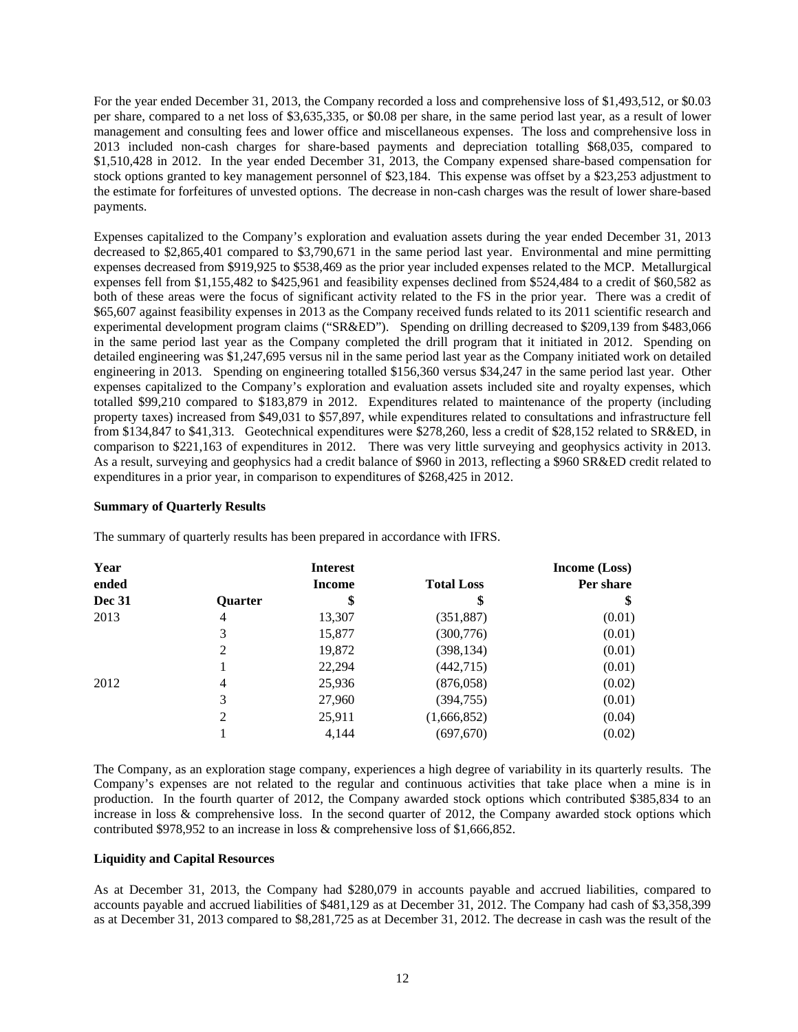For the year ended December 31, 2013, the Company recorded a loss and comprehensive loss of $1,493,512, or $0.03 per share, compared to a net loss of $3,635,335, or $0.08 per share, in the same period last year, as a result of lower management and consulting fees and lower office and miscellaneous expenses. The loss and comprehensive loss in 2013 included non-cash charges for share-based payments and depreciation totalling $68,035, compared to $1,510,428 in 2012. In the year ended December 31, 2013, the Company expensed share-based compensation for stock options granted to key management personnel of $23,184. This expense was offset by a $23,253 adjustment to the estimate for forfeitures of unvested options. The decrease in non-cash charges was the result of lower share-based payments.

Expenses capitalized to the Company's exploration and evaluation assets during the year ended December 31, 2013 decreased to $2,865,401 compared to $3,790,671 in the same period last year. Environmental and mine permitting expenses decreased from $919,925 to $538,469 as the prior year included expenses related to the MCP. Metallurgical expenses fell from $1,155,482 to $425,961 and feasibility expenses declined from $524,484 to a credit of $60,582 as both of these areas were the focus of significant activity related to the FS in the prior year. There was a credit of $65,607 against feasibility expenses in 2013 as the Company received funds related to its 2011 scientific research and experimental development program claims ("SR&ED"). Spending on drilling decreased to $209,139 from $483,066 in the same period last year as the Company completed the drill program that it initiated in 2012. Spending on detailed engineering was $1,247,695 versus nil in the same period last year as the Company initiated work on detailed engineering in 2013. Spending on engineering totalled $156,360 versus $34,247 in the same period last year. Other expenses capitalized to the Company's exploration and evaluation assets included site and royalty expenses, which totalled $99,210 compared to $183,879 in 2012. Expenditures related to maintenance of the property (including property taxes) increased from $49,031 to $57,897, while expenditures related to consultations and infrastructure fell from $134,847 to $41,313. Geotechnical expenditures were $278,260, less a credit of $28,152 related to SR&ED, in comparison to $221,163 of expenditures in 2012. There was very little surveying and geophysics activity in 2013. As a result, surveying and geophysics had a credit balance of $960 in 2013, reflecting a $960 SR&ED credit related to expenditures in a prior year, in comparison to expenditures of $268,425 in 2012.

**Summary of Quarterly Results**

The summary of quarterly results has been prepared in accordance with IFRS.

| Year ended Dec 31 | Quarter | Interest Income $ | Total Loss $ | Income (Loss) Per share $ |
|---|---|---|---|---|
| 2013 | 4 | 13,307 | (351,887) | (0.01) |
| | 3 | 15,877 | (300,776) | (0.01) |
| | 2 | 19,872 | (398,134) | (0.01) |
| | 1 | 22,294 | (442,715) | (0.01) |
| 2012 | 4 | 25,936 | (876,058) | (0.02) |
| | 3 | 27,960 | (394,755) | (0.01) |
| | 2 | 25,911 | (1,666,852) | (0.04) |
| | 1 | 4,144 | (697,670) | (0.02) |

The Company, as an exploration stage company, experiences a high degree of variability in its quarterly results. The Company's expenses are not related to the regular and continuous activities that take place when a mine is in production. In the fourth quarter of 2012, the Company awarded stock options which contributed $385,834 to an increase in loss & comprehensive loss. In the second quarter of 2012, the Company awarded stock options which contributed $978,952 to an increase in loss & comprehensive loss of $1,666,852.

**Liquidity and Capital Resources**

As at December 31, 2013, the Company had $280,079 in accounts payable and accrued liabilities, compared to accounts payable and accrued liabilities of $481,129 as at December 31, 2012. The Company had cash of $3,358,399 as at December 31, 2013 compared to $8,281,725 as at December 31, 2012. The decrease in cash was the result of the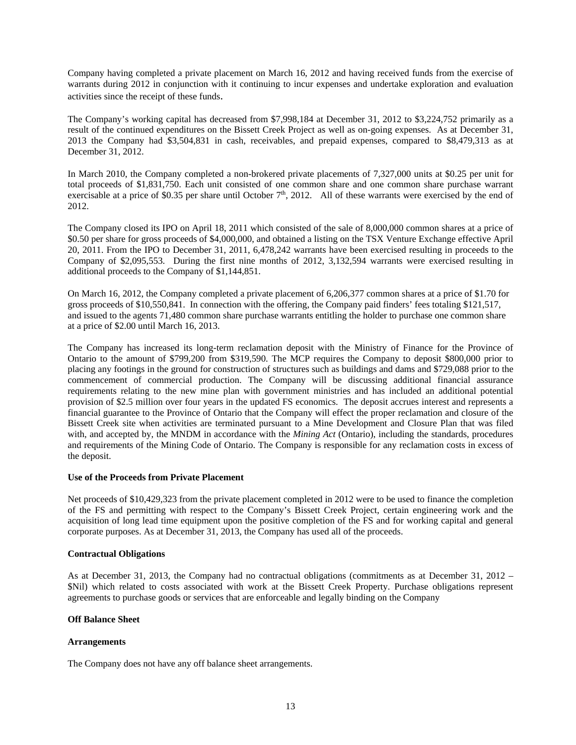Company having completed a private placement on March 16, 2012 and having received funds from the exercise of warrants during 2012 in conjunction with it continuing to incur expenses and undertake exploration and evaluation activities since the receipt of these funds.

The Company's working capital has decreased from $7,998,184 at December 31, 2012 to $3,224,752 primarily as a result of the continued expenditures on the Bissett Creek Project as well as on-going expenses. As at December 31, 2013 the Company had $3,504,831 in cash, receivables, and prepaid expenses, compared to $8,479,313 as at December 31, 2012.

In March 2010, the Company completed a non-brokered private placements of 7,327,000 units at $0.25 per unit for total proceeds of $1,831,750. Each unit consisted of one common share and one common share purchase warrant exercisable at a price of $0.35 per share until October 7th, 2012. All of these warrants were exercised by the end of 2012.

The Company closed its IPO on April 18, 2011 which consisted of the sale of 8,000,000 common shares at a price of $0.50 per share for gross proceeds of $4,000,000, and obtained a listing on the TSX Venture Exchange effective April 20, 2011. From the IPO to December 31, 2011, 6,478,242 warrants have been exercised resulting in proceeds to the Company of $2,095,553. During the first nine months of 2012, 3,132,594 warrants were exercised resulting in additional proceeds to the Company of $1,144,851.

On March 16, 2012, the Company completed a private placement of 6,206,377 common shares at a price of $1.70 for gross proceeds of $10,550,841. In connection with the offering, the Company paid finders' fees totaling $121,517, and issued to the agents 71,480 common share purchase warrants entitling the holder to purchase one common share at a price of $2.00 until March 16, 2013.

The Company has increased its long-term reclamation deposit with the Ministry of Finance for the Province of Ontario to the amount of $799,200 from $319,590. The MCP requires the Company to deposit $800,000 prior to placing any footings in the ground for construction of structures such as buildings and dams and $729,088 prior to the commencement of commercial production. The Company will be discussing additional financial assurance requirements relating to the new mine plan with government ministries and has included an additional potential provision of $2.5 million over four years in the updated FS economics. The deposit accrues interest and represents a financial guarantee to the Province of Ontario that the Company will effect the proper reclamation and closure of the Bissett Creek site when activities are terminated pursuant to a Mine Development and Closure Plan that was filed with, and accepted by, the MNDM in accordance with the *Mining Act* (Ontario), including the standards, procedures and requirements of the Mining Code of Ontario. The Company is responsible for any reclamation costs in excess of the deposit.

**Use of the Proceeds from Private Placement**

Net proceeds of $10,429,323 from the private placement completed in 2012 were to be used to finance the completion of the FS and permitting with respect to the Company's Bissett Creek Project, certain engineering work and the acquisition of long lead time equipment upon the positive completion of the FS and for working capital and general corporate purposes. As at December 31, 2013, the Company has used all of the proceeds.

**Contractual Obligations**

As at December 31, 2013, the Company had no contractual obligations (commitments as at December 31, 2012 – $Nil) which related to costs associated with work at the Bissett Creek Property. Purchase obligations represent agreements to purchase goods or services that are enforceable and legally binding on the Company

**Off Balance Sheet**

**Arrangements**

The Company does not have any off balance sheet arrangements.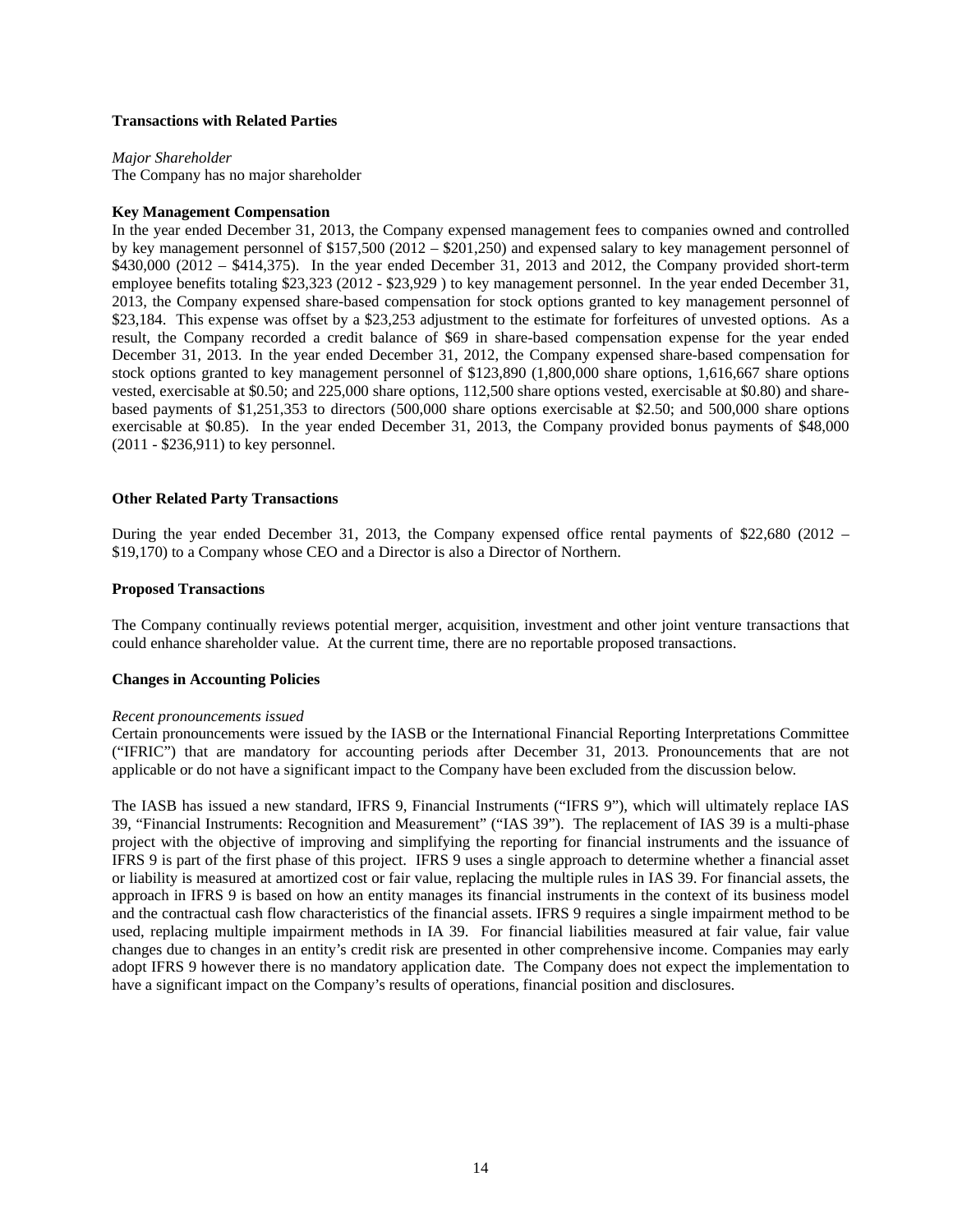**Transactions with Related Parties**

*Major Shareholder*
The Company has no major shareholder

**Key Management Compensation**

In the year ended December 31, 2013, the Company expensed management fees to companies owned and controlled by key management personnel of $157,500 (2012 – $201,250) and expensed salary to key management personnel of $430,000 (2012 – $414,375). In the year ended December 31, 2013 and 2012, the Company provided short-term employee benefits totaling $23,323 (2012 - $23,929 ) to key management personnel. In the year ended December 31, 2013, the Company expensed share-based compensation for stock options granted to key management personnel of $23,184. This expense was offset by a $23,253 adjustment to the estimate for forfeitures of unvested options. As a result, the Company recorded a credit balance of $69 in share-based compensation expense for the year ended December 31, 2013. In the year ended December 31, 2012, the Company expensed share-based compensation for stock options granted to key management personnel of $123,890 (1,800,000 share options, 1,616,667 share options vested, exercisable at $0.50; and 225,000 share options, 112,500 share options vested, exercisable at $0.80) and share-based payments of $1,251,353 to directors (500,000 share options exercisable at $2.50; and 500,000 share options exercisable at $0.85). In the year ended December 31, 2013, the Company provided bonus payments of $48,000 (2011 - $236,911) to key personnel.

**Other Related Party Transactions**

During the year ended December 31, 2013, the Company expensed office rental payments of $22,680 (2012 – $19,170) to a Company whose CEO and a Director is also a Director of Northern.

**Proposed Transactions**

The Company continually reviews potential merger, acquisition, investment and other joint venture transactions that could enhance shareholder value. At the current time, there are no reportable proposed transactions.

**Changes in Accounting Policies**

*Recent pronouncements issued*
Certain pronouncements were issued by the IASB or the International Financial Reporting Interpretations Committee ("IFRIC") that are mandatory for accounting periods after December 31, 2013. Pronouncements that are not applicable or do not have a significant impact to the Company have been excluded from the discussion below.

The IASB has issued a new standard, IFRS 9, Financial Instruments ("IFRS 9"), which will ultimately replace IAS 39, "Financial Instruments: Recognition and Measurement" ("IAS 39"). The replacement of IAS 39 is a multi-phase project with the objective of improving and simplifying the reporting for financial instruments and the issuance of IFRS 9 is part of the first phase of this project. IFRS 9 uses a single approach to determine whether a financial asset or liability is measured at amortized cost or fair value, replacing the multiple rules in IAS 39. For financial assets, the approach in IFRS 9 is based on how an entity manages its financial instruments in the context of its business model and the contractual cash flow characteristics of the financial assets. IFRS 9 requires a single impairment method to be used, replacing multiple impairment methods in IA 39. For financial liabilities measured at fair value, fair value changes due to changes in an entity's credit risk are presented in other comprehensive income. Companies may early adopt IFRS 9 however there is no mandatory application date. The Company does not expect the implementation to have a significant impact on the Company's results of operations, financial position and disclosures.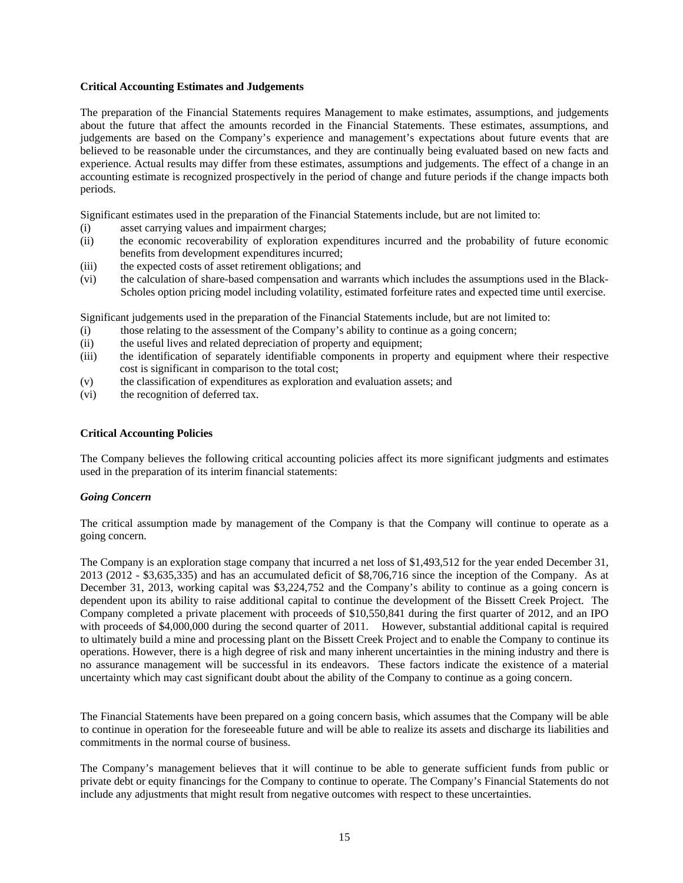**Critical Accounting Estimates and Judgements**

The preparation of the Financial Statements requires Management to make estimates, assumptions, and judgements about the future that affect the amounts recorded in the Financial Statements. These estimates, assumptions, and judgements are based on the Company's experience and management's expectations about future events that are believed to be reasonable under the circumstances, and they are continually being evaluated based on new facts and experience. Actual results may differ from these estimates, assumptions and judgements. The effect of a change in an accounting estimate is recognized prospectively in the period of change and future periods if the change impacts both periods.

Significant estimates used in the preparation of the Financial Statements include, but are not limited to:

(i) asset carrying values and impairment charges;
(ii) the economic recoverability of exploration expenditures incurred and the probability of future economic benefits from development expenditures incurred;
(iii) the expected costs of asset retirement obligations; and
(vi) the calculation of share-based compensation and warrants which includes the assumptions used in the Black-Scholes option pricing model including volatility, estimated forfeiture rates and expected time until exercise.

Significant judgements used in the preparation of the Financial Statements include, but are not limited to:

(i) those relating to the assessment of the Company's ability to continue as a going concern;
(ii) the useful lives and related depreciation of property and equipment;
(iii) the identification of separately identifiable components in property and equipment where their respective cost is significant in comparison to the total cost;
(v) the classification of expenditures as exploration and evaluation assets; and
(vi) the recognition of deferred tax.

**Critical Accounting Policies**

The Company believes the following critical accounting policies affect its more significant judgments and estimates used in the preparation of its interim financial statements:

***Going Concern***

The critical assumption made by management of the Company is that the Company will continue to operate as a going concern.

The Company is an exploration stage company that incurred a net loss of $1,493,512 for the year ended December 31, 2013 (2012 - $3,635,335) and has an accumulated deficit of $8,706,716 since the inception of the Company. As at December 31, 2013, working capital was $3,224,752 and the Company's ability to continue as a going concern is dependent upon its ability to raise additional capital to continue the development of the Bissett Creek Project. The Company completed a private placement with proceeds of $10,550,841 during the first quarter of 2012, and an IPO with proceeds of $4,000,000 during the second quarter of 2011. However, substantial additional capital is required to ultimately build a mine and processing plant on the Bissett Creek Project and to enable the Company to continue its operations. However, there is a high degree of risk and many inherent uncertainties in the mining industry and there is no assurance management will be successful in its endeavors. These factors indicate the existence of a material uncertainty which may cast significant doubt about the ability of the Company to continue as a going concern.

The Financial Statements have been prepared on a going concern basis, which assumes that the Company will be able to continue in operation for the foreseeable future and will be able to realize its assets and discharge its liabilities and commitments in the normal course of business.

The Company's management believes that it will continue to be able to generate sufficient funds from public or private debt or equity financings for the Company to continue to operate. The Company's Financial Statements do not include any adjustments that might result from negative outcomes with respect to these uncertainties.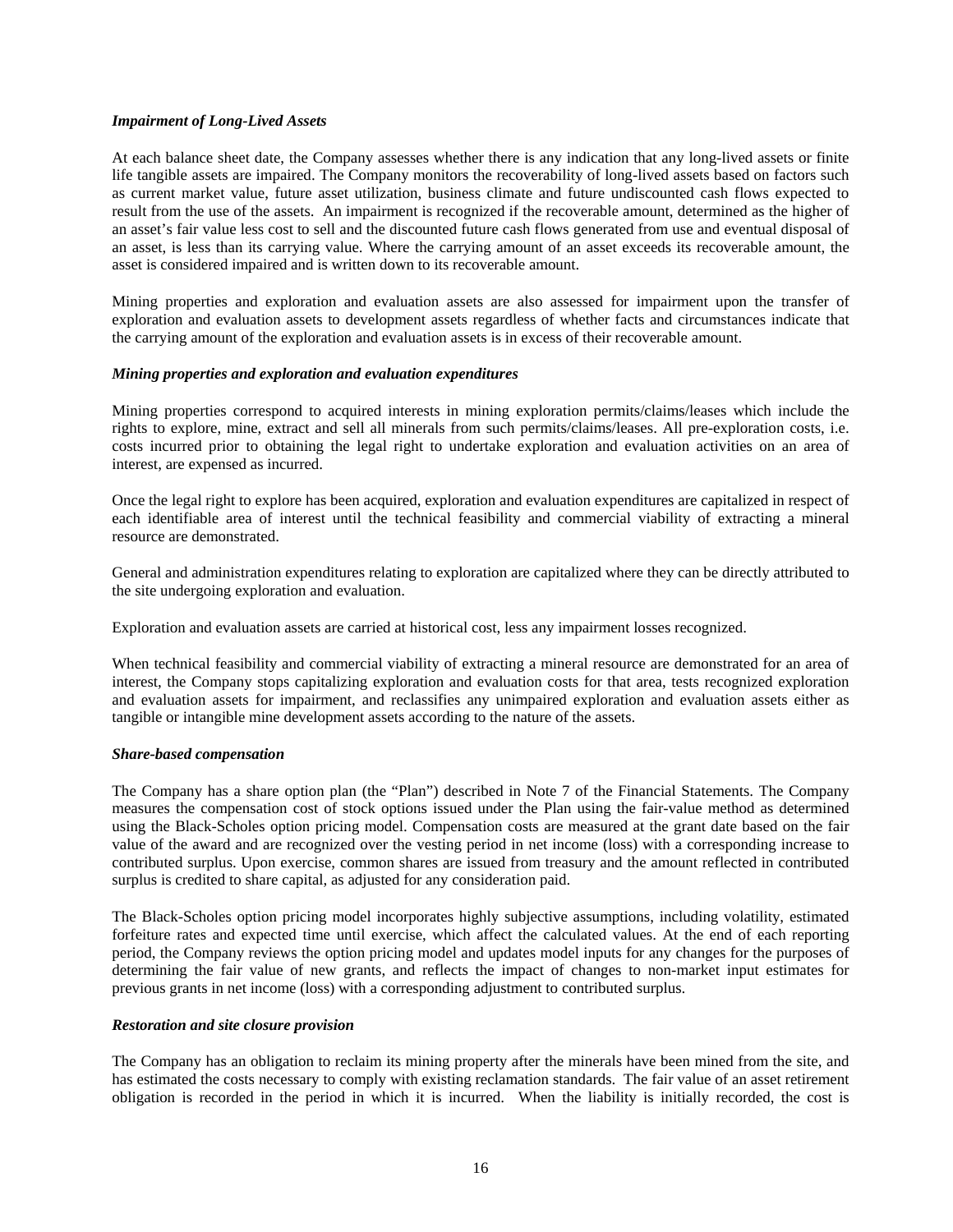***Impairment of Long-Lived Assets***

At each balance sheet date, the Company assesses whether there is any indication that any long-lived assets or finite life tangible assets are impaired. The Company monitors the recoverability of long-lived assets based on factors such as current market value, future asset utilization, business climate and future undiscounted cash flows expected to result from the use of the assets. An impairment is recognized if the recoverable amount, determined as the higher of an asset's fair value less cost to sell and the discounted future cash flows generated from use and eventual disposal of an asset, is less than its carrying value. Where the carrying amount of an asset exceeds its recoverable amount, the asset is considered impaired and is written down to its recoverable amount.

Mining properties and exploration and evaluation assets are also assessed for impairment upon the transfer of exploration and evaluation assets to development assets regardless of whether facts and circumstances indicate that the carrying amount of the exploration and evaluation assets is in excess of their recoverable amount.

***Mining properties and exploration and evaluation expenditures***

Mining properties correspond to acquired interests in mining exploration permits/claims/leases which include the rights to explore, mine, extract and sell all minerals from such permits/claims/leases. All pre-exploration costs, i.e. costs incurred prior to obtaining the legal right to undertake exploration and evaluation activities on an area of interest, are expensed as incurred.

Once the legal right to explore has been acquired, exploration and evaluation expenditures are capitalized in respect of each identifiable area of interest until the technical feasibility and commercial viability of extracting a mineral resource are demonstrated.

General and administration expenditures relating to exploration are capitalized where they can be directly attributed to the site undergoing exploration and evaluation.

Exploration and evaluation assets are carried at historical cost, less any impairment losses recognized.

When technical feasibility and commercial viability of extracting a mineral resource are demonstrated for an area of interest, the Company stops capitalizing exploration and evaluation costs for that area, tests recognized exploration and evaluation assets for impairment, and reclassifies any unimpaired exploration and evaluation assets either as tangible or intangible mine development assets according to the nature of the assets.

***Share-based compensation***

The Company has a share option plan (the "Plan") described in Note 7 of the Financial Statements. The Company measures the compensation cost of stock options issued under the Plan using the fair-value method as determined using the Black-Scholes option pricing model. Compensation costs are measured at the grant date based on the fair value of the award and are recognized over the vesting period in net income (loss) with a corresponding increase to contributed surplus. Upon exercise, common shares are issued from treasury and the amount reflected in contributed surplus is credited to share capital, as adjusted for any consideration paid.

The Black-Scholes option pricing model incorporates highly subjective assumptions, including volatility, estimated forfeiture rates and expected time until exercise, which affect the calculated values. At the end of each reporting period, the Company reviews the option pricing model and updates model inputs for any changes for the purposes of determining the fair value of new grants, and reflects the impact of changes to non-market input estimates for previous grants in net income (loss) with a corresponding adjustment to contributed surplus.

***Restoration and site closure provision***

The Company has an obligation to reclaim its mining property after the minerals have been mined from the site, and has estimated the costs necessary to comply with existing reclamation standards. The fair value of an asset retirement obligation is recorded in the period in which it is incurred. When the liability is initially recorded, the cost is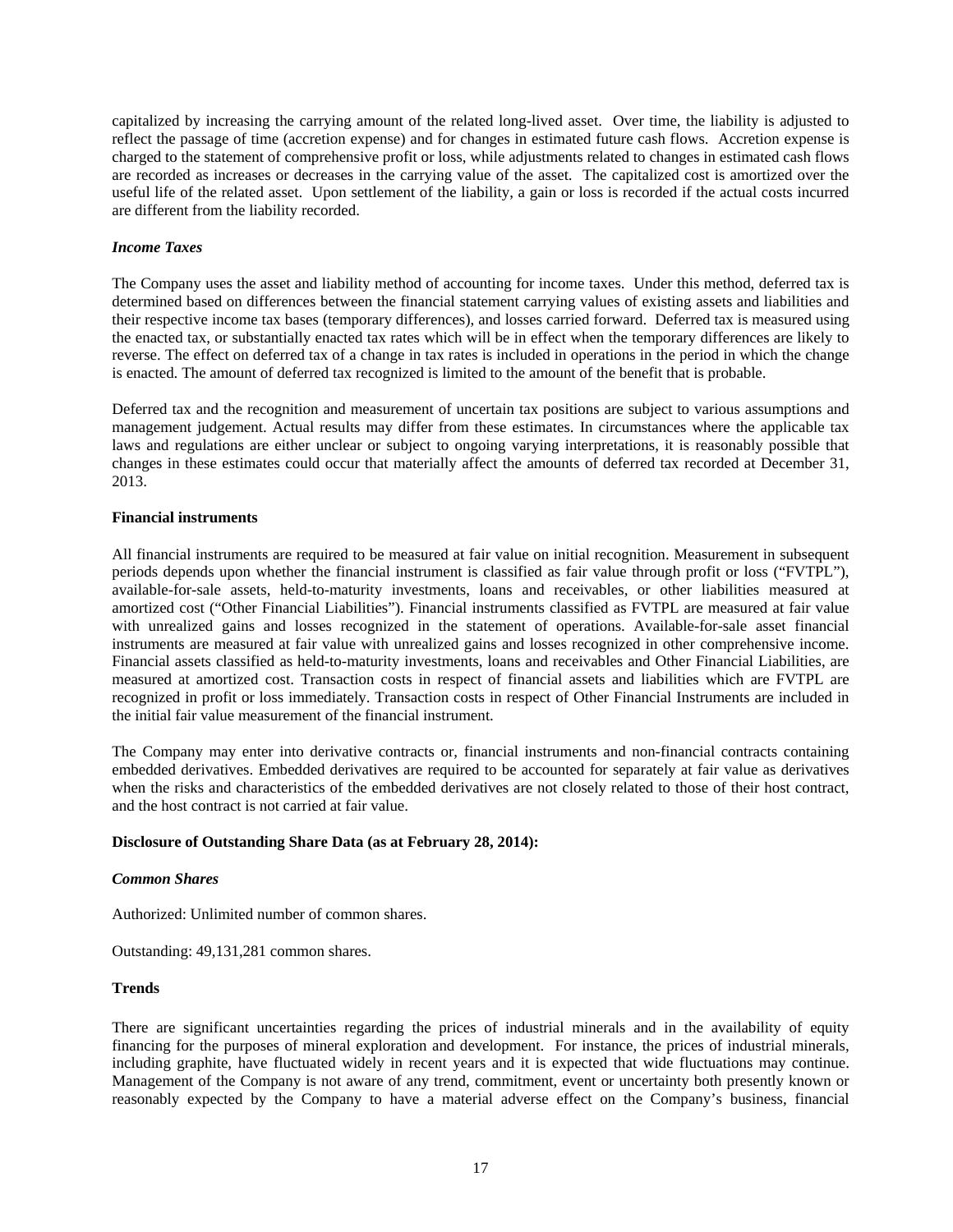capitalized by increasing the carrying amount of the related long-lived asset. Over time, the liability is adjusted to reflect the passage of time (accretion expense) and for changes in estimated future cash flows. Accretion expense is charged to the statement of comprehensive profit or loss, while adjustments related to changes in estimated cash flows are recorded as increases or decreases in the carrying value of the asset. The capitalized cost is amortized over the useful life of the related asset. Upon settlement of the liability, a gain or loss is recorded if the actual costs incurred are different from the liability recorded.

***Income Taxes***

The Company uses the asset and liability method of accounting for income taxes. Under this method, deferred tax is determined based on differences between the financial statement carrying values of existing assets and liabilities and their respective income tax bases (temporary differences), and losses carried forward. Deferred tax is measured using the enacted tax, or substantially enacted tax rates which will be in effect when the temporary differences are likely to reverse. The effect on deferred tax of a change in tax rates is included in operations in the period in which the change is enacted. The amount of deferred tax recognized is limited to the amount of the benefit that is probable.

Deferred tax and the recognition and measurement of uncertain tax positions are subject to various assumptions and management judgement. Actual results may differ from these estimates. In circumstances where the applicable tax laws and regulations are either unclear or subject to ongoing varying interpretations, it is reasonably possible that changes in these estimates could occur that materially affect the amounts of deferred tax recorded at December 31, 2013.

**Financial instruments**

All financial instruments are required to be measured at fair value on initial recognition. Measurement in subsequent periods depends upon whether the financial instrument is classified as fair value through profit or loss ("FVTPL"), available-for-sale assets, held-to-maturity investments, loans and receivables, or other liabilities measured at amortized cost ("Other Financial Liabilities"). Financial instruments classified as FVTPL are measured at fair value with unrealized gains and losses recognized in the statement of operations. Available-for-sale asset financial instruments are measured at fair value with unrealized gains and losses recognized in other comprehensive income. Financial assets classified as held-to-maturity investments, loans and receivables and Other Financial Liabilities, are measured at amortized cost. Transaction costs in respect of financial assets and liabilities which are FVTPL are recognized in profit or loss immediately. Transaction costs in respect of Other Financial Instruments are included in the initial fair value measurement of the financial instrument.

The Company may enter into derivative contracts or, financial instruments and non-financial contracts containing embedded derivatives. Embedded derivatives are required to be accounted for separately at fair value as derivatives when the risks and characteristics of the embedded derivatives are not closely related to those of their host contract, and the host contract is not carried at fair value.

**Disclosure of Outstanding Share Data (as at February 28, 2014):**

***Common Shares***

Authorized: Unlimited number of common shares.

Outstanding: 49,131,281 common shares.

**Trends**

There are significant uncertainties regarding the prices of industrial minerals and in the availability of equity financing for the purposes of mineral exploration and development. For instance, the prices of industrial minerals, including graphite, have fluctuated widely in recent years and it is expected that wide fluctuations may continue. Management of the Company is not aware of any trend, commitment, event or uncertainty both presently known or reasonably expected by the Company to have a material adverse effect on the Company's business, financial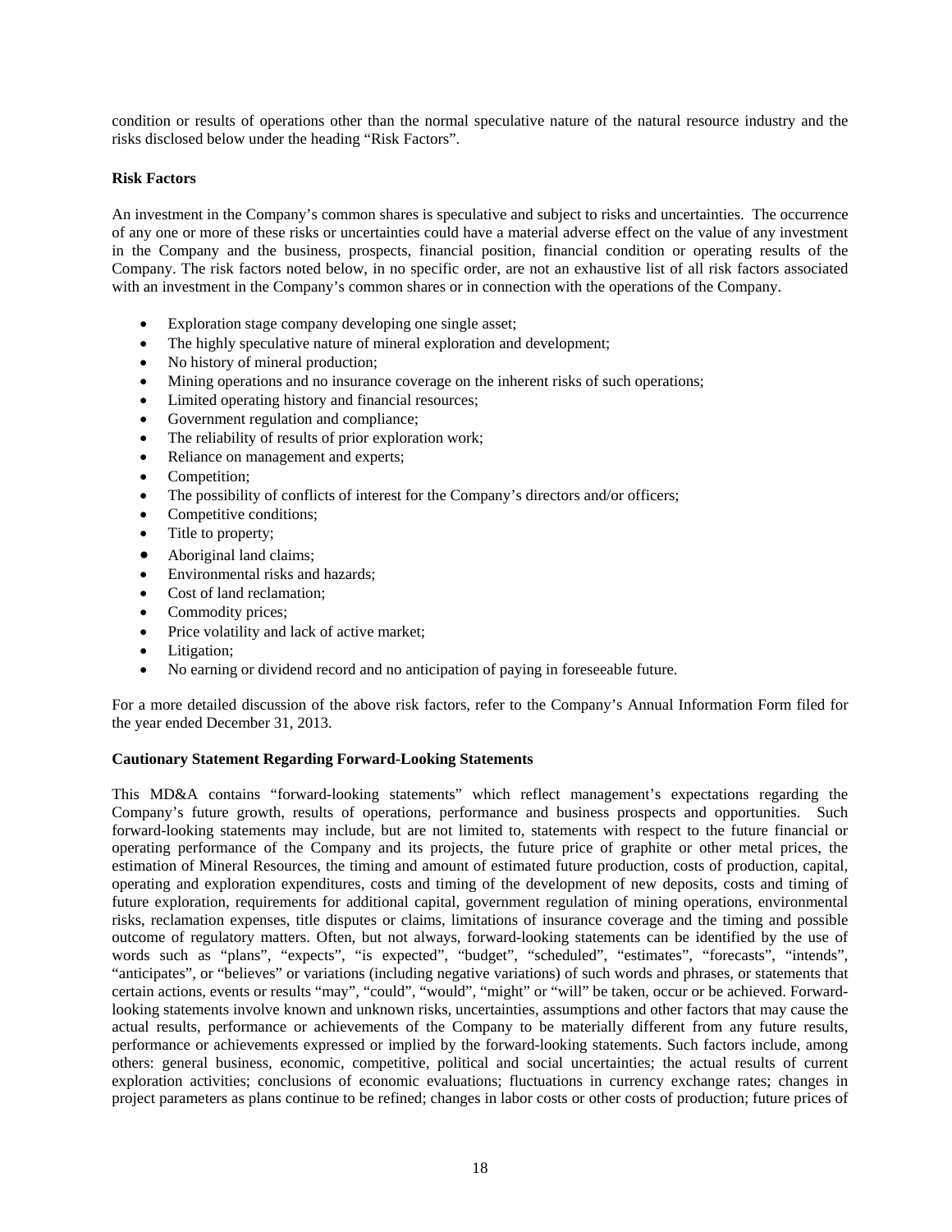condition or results of operations other than the normal speculative nature of the natural resource industry and the risks disclosed below under the heading "Risk Factors".

**Risk Factors**

An investment in the Company's common shares is speculative and subject to risks and uncertainties. The occurrence of any one or more of these risks or uncertainties could have a material adverse effect on the value of any investment in the Company and the business, prospects, financial position, financial condition or operating results of the Company. The risk factors noted below, in no specific order, are not an exhaustive list of all risk factors associated with an investment in the Company's common shares or in connection with the operations of the Company.

- Exploration stage company developing one single asset;
- The highly speculative nature of mineral exploration and development;
- No history of mineral production;
- Mining operations and no insurance coverage on the inherent risks of such operations;
- Limited operating history and financial resources;
- Government regulation and compliance;
- The reliability of results of prior exploration work;
- Reliance on management and experts;
- Competition;
- The possibility of conflicts of interest for the Company's directors and/or officers;
- Competitive conditions;
- Title to property;
- Aboriginal land claims;
- Environmental risks and hazards;
- Cost of land reclamation;
- Commodity prices;
- Price volatility and lack of active market;
- Litigation;
- No earning or dividend record and no anticipation of paying in foreseeable future.

For a more detailed discussion of the above risk factors, refer to the Company's Annual Information Form filed for the year ended December 31, 2013.

**Cautionary Statement Regarding Forward-Looking Statements**

This MD&A contains "forward-looking statements" which reflect management's expectations regarding the Company's future growth, results of operations, performance and business prospects and opportunities. Such forward-looking statements may include, but are not limited to, statements with respect to the future financial or operating performance of the Company and its projects, the future price of graphite or other metal prices, the estimation of Mineral Resources, the timing and amount of estimated future production, costs of production, capital, operating and exploration expenditures, costs and timing of the development of new deposits, costs and timing of future exploration, requirements for additional capital, government regulation of mining operations, environmental risks, reclamation expenses, title disputes or claims, limitations of insurance coverage and the timing and possible outcome of regulatory matters. Often, but not always, forward-looking statements can be identified by the use of words such as "plans", "expects", "is expected", "budget", "scheduled", "estimates", "forecasts", "intends", "anticipates", or "believes" or variations (including negative variations) of such words and phrases, or statements that certain actions, events or results "may", "could", "would", "might" or "will" be taken, occur or be achieved. Forward-looking statements involve known and unknown risks, uncertainties, assumptions and other factors that may cause the actual results, performance or achievements of the Company to be materially different from any future results, performance or achievements expressed or implied by the forward-looking statements. Such factors include, among others: general business, economic, competitive, political and social uncertainties; the actual results of current exploration activities; conclusions of economic evaluations; fluctuations in currency exchange rates; changes in project parameters as plans continue to be refined; changes in labor costs or other costs of production; future prices of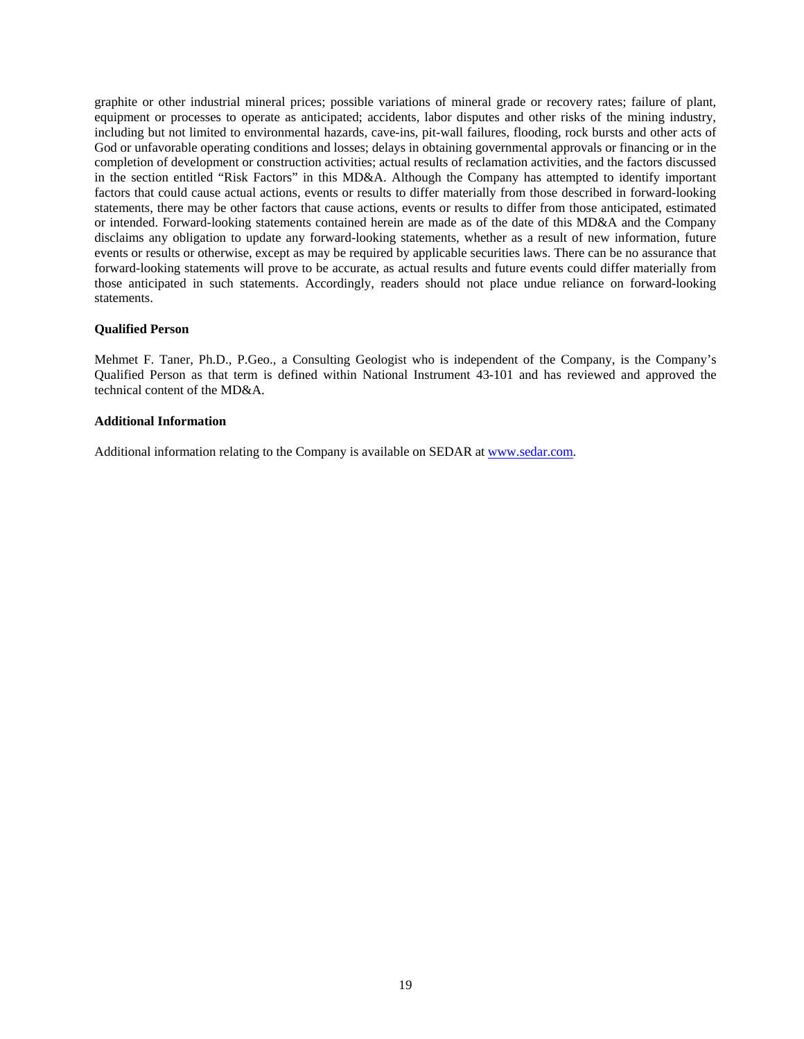graphite or other industrial mineral prices; possible variations of mineral grade or recovery rates; failure of plant, equipment or processes to operate as anticipated; accidents, labor disputes and other risks of the mining industry, including but not limited to environmental hazards, cave-ins, pit-wall failures, flooding, rock bursts and other acts of God or unfavorable operating conditions and losses; delays in obtaining governmental approvals or financing or in the completion of development or construction activities; actual results of reclamation activities, and the factors discussed in the section entitled "Risk Factors" in this MD&A. Although the Company has attempted to identify important factors that could cause actual actions, events or results to differ materially from those described in forward-looking statements, there may be other factors that cause actions, events or results to differ from those anticipated, estimated or intended. Forward-looking statements contained herein are made as of the date of this MD&A and the Company disclaims any obligation to update any forward-looking statements, whether as a result of new information, future events or results or otherwise, except as may be required by applicable securities laws. There can be no assurance that forward-looking statements will prove to be accurate, as actual results and future events could differ materially from those anticipated in such statements. Accordingly, readers should not place undue reliance on forward-looking statements.

**Qualified Person**

Mehmet F. Taner, Ph.D., P.Geo., a Consulting Geologist who is independent of the Company, is the Company's Qualified Person as that term is defined within National Instrument 43-101 and has reviewed and approved the technical content of the MD&A.

**Additional Information**

Additional information relating to the Company is available on SEDAR at www.sedar.com.